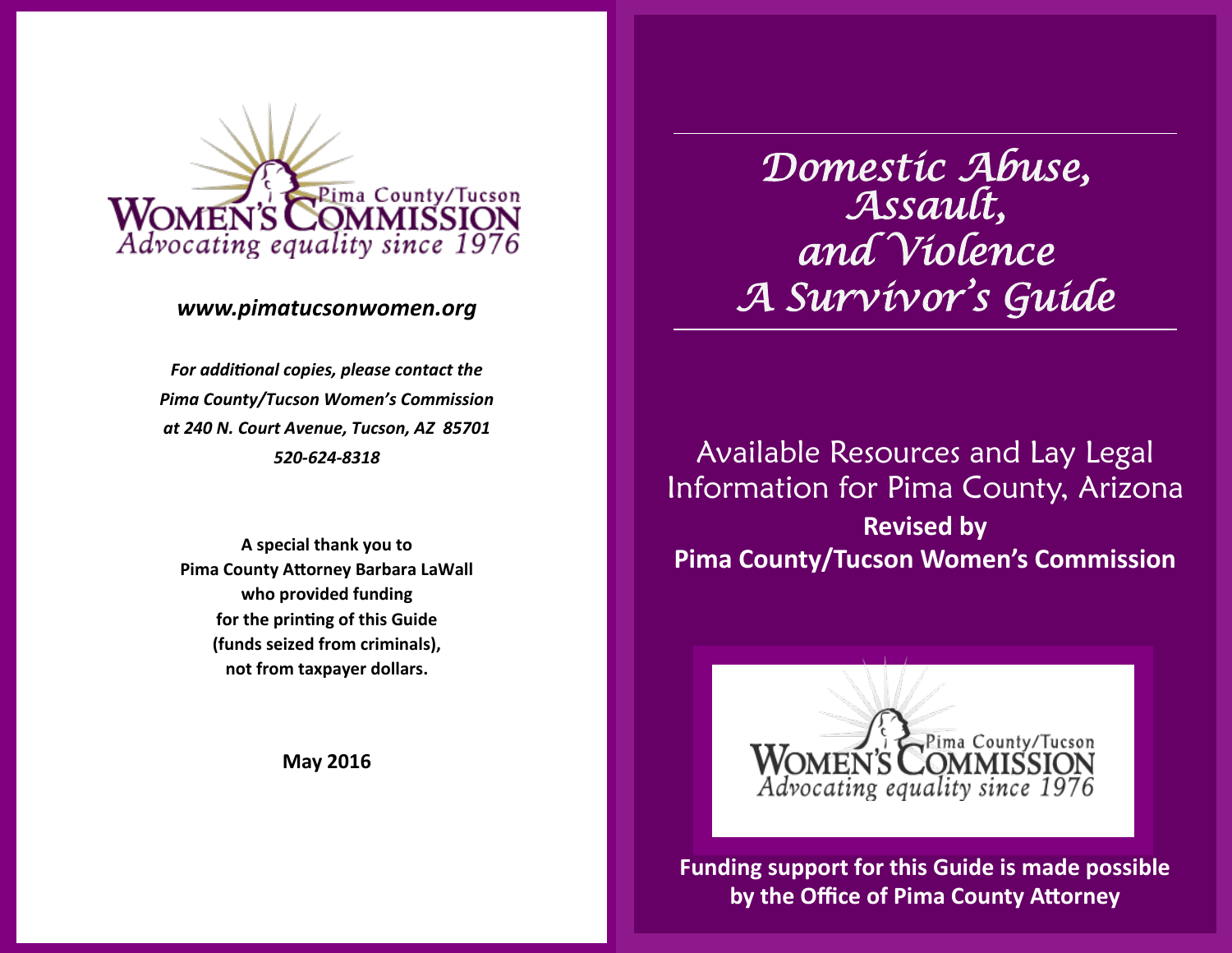Pima County/Tucson
WOMEN'S COMMISSION
*Advocating equality since 1976*

***www.pimatucsonwomen.org***

***For additional copies, please contact the Pima County/Tucson Women's Commission at 240 N. Court Avenue, Tucson, AZ 85701 520-624-8318***

**A special thank you to Pima County Attorney Barbara LaWall who provided funding for the printing of this Guide (funds seized from criminals), not from taxpayer dollars.**

**May 2016**

# *Domestic Abuse, Assault, and Violence A Survivor's Guide*

Available Resources and Lay Legal Information for Pima County, Arizona

**Revised by**
**Pima County/Tucson Women's Commission**

Pima County/Tucson
WOMEN'S COMMISSION
*Advocating equality since 1976*

**Funding support for this Guide is made possible by the Office of Pima County Attorney**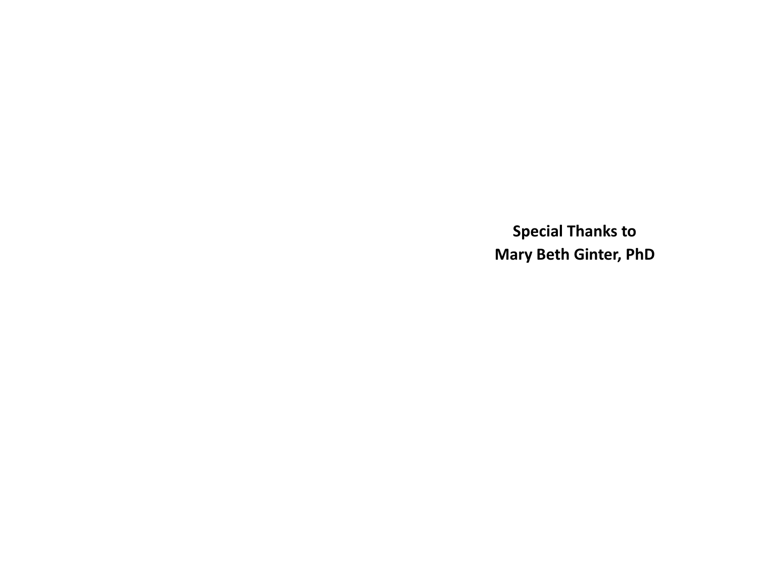**Special Thanks to**
**Mary Beth Ginter, PhD**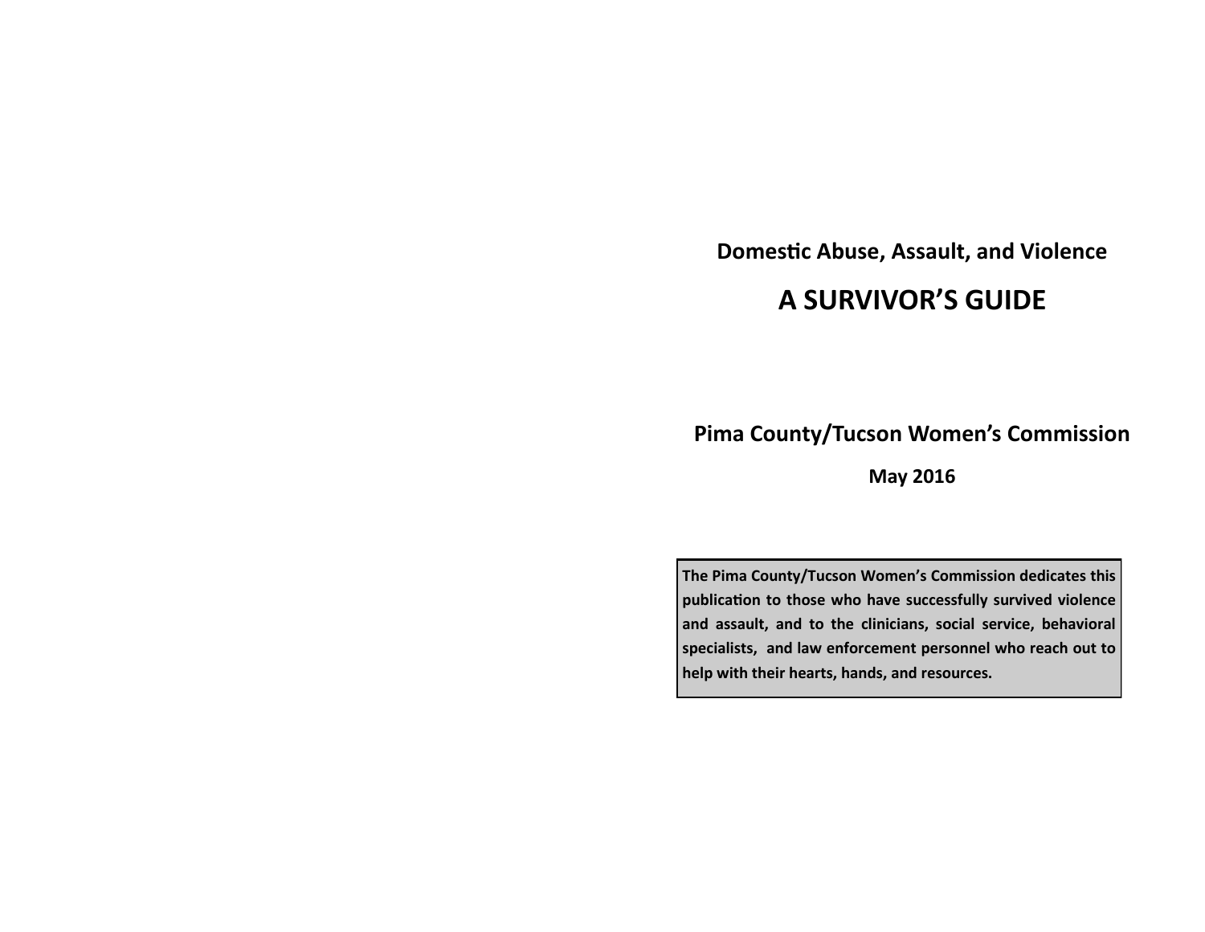**Domestic Abuse, Assault, and Violence**

# A SURVIVOR'S GUIDE

## Pima County/Tucson Women's Commission

**May 2016**

**The Pima County/Tucson Women's Commission dedicates this publication to those who have successfully survived violence and assault, and to the clinicians, social service, behavioral specialists, and law enforcement personnel who reach out to help with their hearts, hands, and resources.**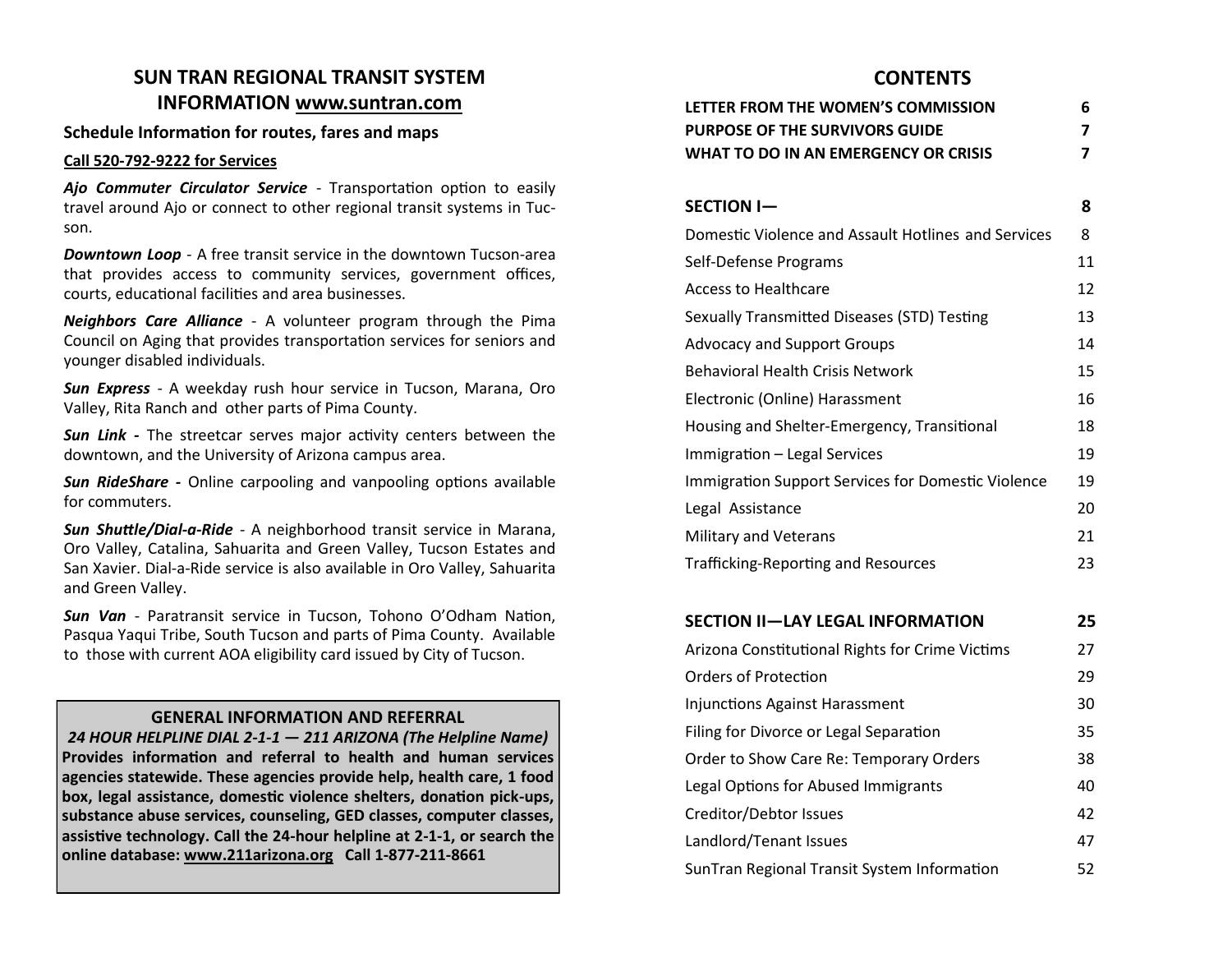## SUN TRAN REGIONAL TRANSIT SYSTEM INFORMATION www.suntran.com

**Schedule Information for routes, fares and maps**

**Call 520-792-9222 for Services**

***Ajo Commuter Circulator Service*** - Transportation option to easily travel around Ajo or connect to other regional transit systems in Tucson.

***Downtown Loop*** - A free transit service in the downtown Tucson-area that provides access to community services, government offices, courts, educational facilities and area businesses.

***Neighbors Care Alliance*** - A volunteer program through the Pima Council on Aging that provides transportation services for seniors and younger disabled individuals.

***Sun Express*** - A weekday rush hour service in Tucson, Marana, Oro Valley, Rita Ranch and other parts of Pima County.

***Sun Link -*** The streetcar serves major activity centers between the downtown, and the University of Arizona campus area.

***Sun RideShare -*** Online carpooling and vanpooling options available for commuters.

***Sun Shuttle/Dial-a-Ride*** - A neighborhood transit service in Marana, Oro Valley, Catalina, Sahuarita and Green Valley, Tucson Estates and San Xavier. Dial-a-Ride service is also available in Oro Valley, Sahuarita and Green Valley.

***Sun Van*** - Paratransit service in Tucson, Tohono O'Odham Nation, Pasqua Yaqui Tribe, South Tucson and parts of Pima County. Available to those with current AOA eligibility card issued by City of Tucson.

**GENERAL INFORMATION AND REFERRAL**

***24 HOUR HELPLINE DIAL 2-1-1 — 211 ARIZONA (The Helpline Name)***

**Provides information and referral to health and human services agencies statewide. These agencies provide help, health care, 1 food box, legal assistance, domestic violence shelters, donation pick-ups, substance abuse services, counseling, GED classes, computer classes, assistive technology. Call the 24-hour helpline at 2-1-1, or search the online database: www.211arizona.org Call 1-877-211-8661**

## CONTENTS

| | |
|---|---|
| **LETTER FROM THE WOMEN'S COMMISSION** | **6** |
| **PURPOSE OF THE SURVIVORS GUIDE** | **7** |
| **WHAT TO DO IN AN EMERGENCY OR CRISIS** | **7** |
| **SECTION I—** | **8** |
| Domestic Violence and Assault Hotlines and Services | 8 |
| Self-Defense Programs | 11 |
| Access to Healthcare | 12 |
| Sexually Transmitted Diseases (STD) Testing | 13 |
| Advocacy and Support Groups | 14 |
| Behavioral Health Crisis Network | 15 |
| Electronic (Online) Harassment | 16 |
| Housing and Shelter-Emergency, Transitional | 18 |
| Immigration – Legal Services | 19 |
| Immigration Support Services for Domestic Violence | 19 |
| Legal Assistance | 20 |
| Military and Veterans | 21 |
| Trafficking-Reporting and Resources | 23 |
| **SECTION II—LAY LEGAL INFORMATION** | **25** |
| Arizona Constitutional Rights for Crime Victims | 27 |
| Orders of Protection | 29 |
| Injunctions Against Harassment | 30 |
| Filing for Divorce or Legal Separation | 35 |
| Order to Show Care Re: Temporary Orders | 38 |
| Legal Options for Abused Immigrants | 40 |
| Creditor/Debtor Issues | 42 |
| Landlord/Tenant Issues | 47 |
| SunTran Regional Transit System Information | 52 |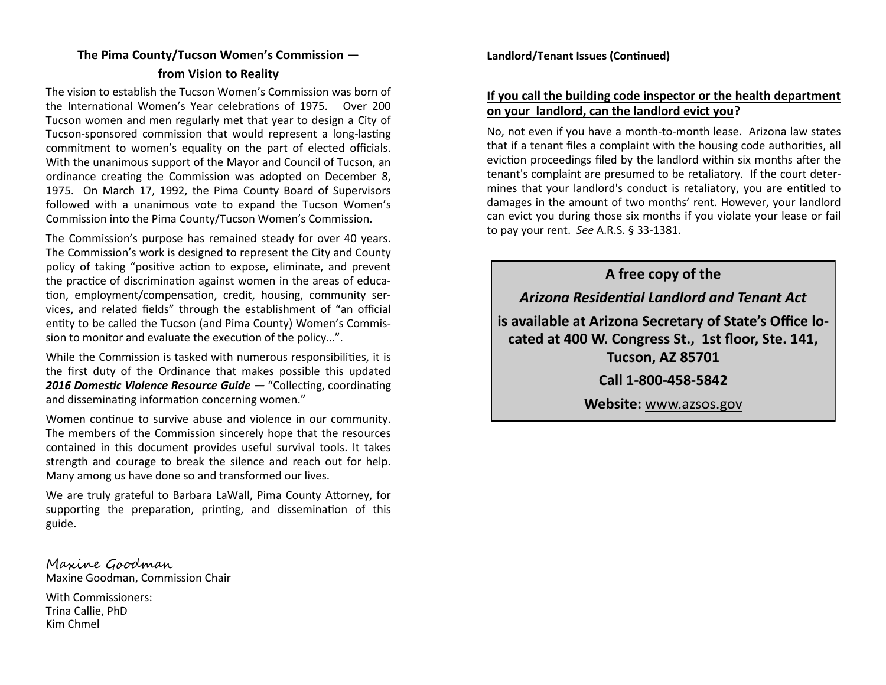## The Pima County/Tucson Women's Commission — from Vision to Reality

The vision to establish the Tucson Women's Commission was born of the International Women's Year celebrations of 1975. Over 200 Tucson women and men regularly met that year to design a City of Tucson-sponsored commission that would represent a long-lasting commitment to women's equality on the part of elected officials. With the unanimous support of the Mayor and Council of Tucson, an ordinance creating the Commission was adopted on December 8, 1975. On March 17, 1992, the Pima County Board of Supervisors followed with a unanimous vote to expand the Tucson Women's Commission into the Pima County/Tucson Women's Commission.

The Commission's purpose has remained steady for over 40 years. The Commission's work is designed to represent the City and County policy of taking "positive action to expose, eliminate, and prevent the practice of discrimination against women in the areas of education, employment/compensation, credit, housing, community services, and related fields" through the establishment of "an official entity to be called the Tucson (and Pima County) Women's Commission to monitor and evaluate the execution of the policy…".

While the Commission is tasked with numerous responsibilities, it is the first duty of the Ordinance that makes possible this updated ***2016 Domestic Violence Resource Guide —*** "Collecting, coordinating and disseminating information concerning women."

Women continue to survive abuse and violence in our community. The members of the Commission sincerely hope that the resources contained in this document provides useful survival tools. It takes strength and courage to break the silence and reach out for help. Many among us have done so and transformed our lives.

We are truly grateful to Barbara LaWall, Pima County Attorney, for supporting the preparation, printing, and dissemination of this guide.

*Maxine Goodman*
Maxine Goodman, Commission Chair

With Commissioners:
Trina Callie, PhD
Kim Chmel

**Landlord/Tenant Issues (Continued)**

**If you call the building code inspector or the health department on your landlord, can the landlord evict you?**

No, not even if you have a month-to-month lease. Arizona law states that if a tenant files a complaint with the housing code authorities, all eviction proceedings filed by the landlord within six months after the tenant's complaint are presumed to be retaliatory. If the court determines that your landlord's conduct is retaliatory, you are entitled to damages in the amount of two months' rent. However, your landlord can evict you during those six months if you violate your lease or fail to pay your rent. *See* A.R.S. § 33-1381.

**A free copy of the**

***Arizona Residential Landlord and Tenant Act***

**is available at Arizona Secretary of State's Office located at 400 W. Congress St., 1st floor, Ste. 141, Tucson, AZ 85701**

**Call 1-800-458-5842**

**Website:** www.azsos.gov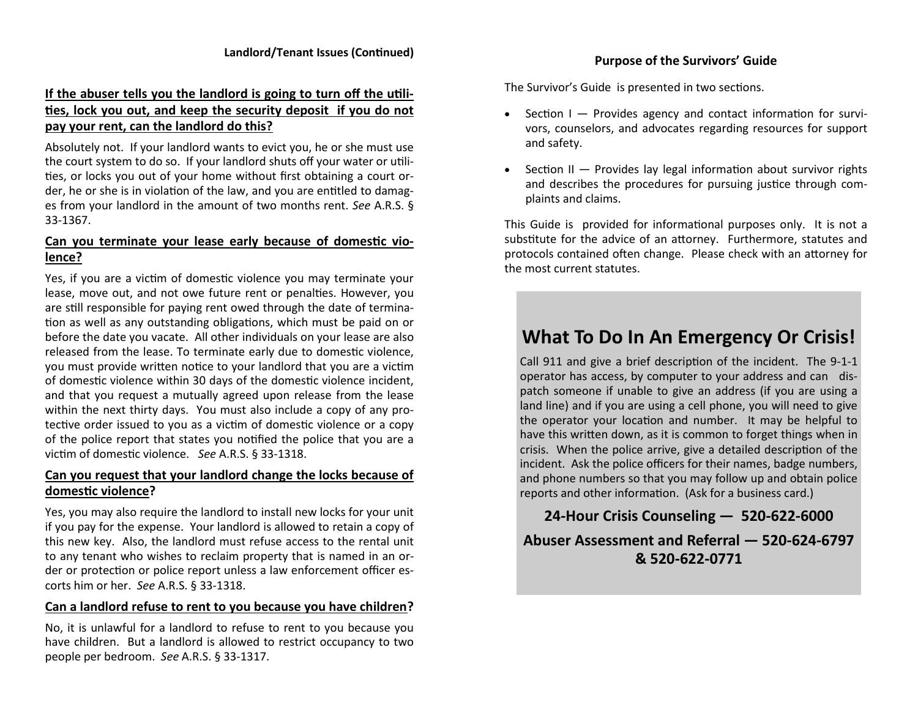## Landlord/Tenant Issues (Continued)

### If the abuser tells you the landlord is going to turn off the utilities, lock you out, and keep the security deposit if you do not pay your rent, can the landlord do this?

Absolutely not. If your landlord wants to evict you, he or she must use the court system to do so. If your landlord shuts off your water or utilities, or locks you out of your home without first obtaining a court order, he or she is in violation of the law, and you are entitled to damages from your landlord in the amount of two months rent. *See* A.R.S. § 33-1367.

### Can you terminate your lease early because of domestic violence?

Yes, if you are a victim of domestic violence you may terminate your lease, move out, and not owe future rent or penalties. However, you are still responsible for paying rent owed through the date of termination as well as any outstanding obligations, which must be paid on or before the date you vacate. All other individuals on your lease are also released from the lease. To terminate early due to domestic violence, you must provide written notice to your landlord that you are a victim of domestic violence within 30 days of the domestic violence incident, and that you request a mutually agreed upon release from the lease within the next thirty days. You must also include a copy of any protective order issued to you as a victim of domestic violence or a copy of the police report that states you notified the police that you are a victim of domestic violence. *See* A.R.S. § 33-1318.

### Can you request that your landlord change the locks because of domestic violence?

Yes, you may also require the landlord to install new locks for your unit if you pay for the expense. Your landlord is allowed to retain a copy of this new key. Also, the landlord must refuse access to the rental unit to any tenant who wishes to reclaim property that is named in an order or protection or police report unless a law enforcement officer escorts him or her. *See* A.R.S. § 33-1318.

### Can a landlord refuse to rent to you because you have children?

No, it is unlawful for a landlord to refuse to rent to you because you have children. But a landlord is allowed to restrict occupancy to two people per bedroom. *See* A.R.S. § 33-1317.

## Purpose of the Survivors' Guide

The Survivor's Guide is presented in two sections.

- Section I — Provides agency and contact information for survivors, counselors, and advocates regarding resources for support and safety.
- Section II — Provides lay legal information about survivor rights and describes the procedures for pursuing justice through complaints and claims.

This Guide is provided for informational purposes only. It is not a substitute for the advice of an attorney. Furthermore, statutes and protocols contained often change. Please check with an attorney for the most current statutes.

# What To Do In An Emergency Or Crisis!

Call 911 and give a brief description of the incident. The 9-1-1 operator has access, by computer to your address and can dispatch someone if unable to give an address (if you are using a land line) and if you are using a cell phone, you will need to give the operator your location and number. It may be helpful to have this written down, as it is common to forget things when in crisis. When the police arrive, give a detailed description of the incident. Ask the police officers for their names, badge numbers, and phone numbers so that you may follow up and obtain police reports and other information. (Ask for a business card.)

**24-Hour Crisis Counseling — 520-622-6000**

**Abuser Assessment and Referral — 520-624-6797 & 520-622-0771**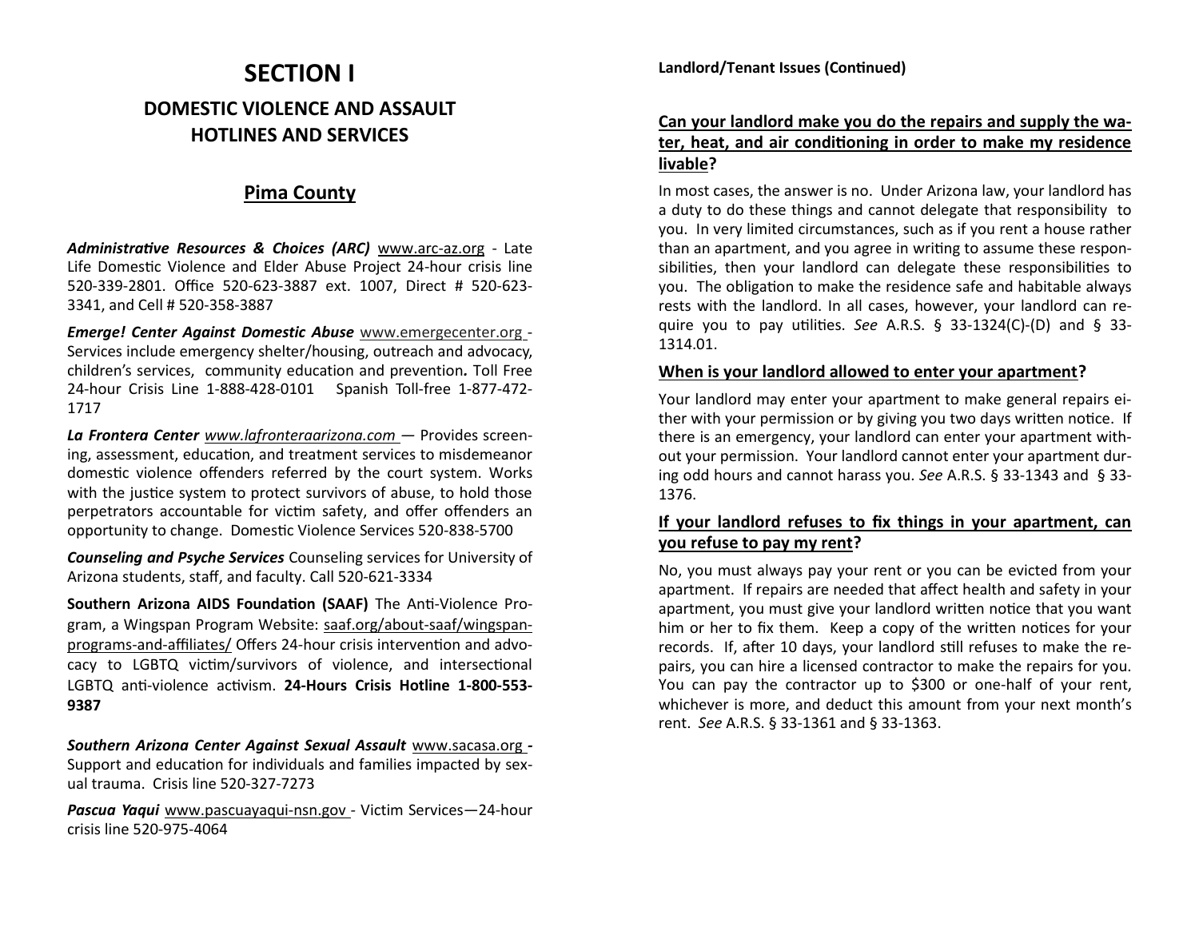# SECTION I

## DOMESTIC VIOLENCE AND ASSAULT HOTLINES AND SERVICES

## Pima County

***Administrative Resources & Choices (ARC)*** www.arc-az.org - Late Life Domestic Violence and Elder Abuse Project 24-hour crisis line 520-339-2801. Office 520-623-3887 ext. 1007, Direct # 520-623-3341, and Cell # 520-358-3887

***Emerge! Center Against Domestic Abuse*** www.emergecenter.org - Services include emergency shelter/housing, outreach and advocacy, children's services, community education and prevention***.*** Toll Free 24-hour Crisis Line 1-888-428-0101 Spanish Toll-free 1-877-472-1717

***La Frontera Center*** *www.lafronteraarizona.com* — Provides screening, assessment, education, and treatment services to misdemeanor domestic violence offenders referred by the court system. Works with the justice system to protect survivors of abuse, to hold those perpetrators accountable for victim safety, and offer offenders an opportunity to change. Domestic Violence Services 520-838-5700

***Counseling and Psyche Services*** Counseling services for University of Arizona students, staff, and faculty. Call 520-621-3334

**Southern Arizona AIDS Foundation (SAAF)** The Anti-Violence Program, a Wingspan Program Website: saaf.org/about-saaf/wingspan-programs-and-affiliates/ Offers 24-hour crisis intervention and advocacy to LGBTQ victim/survivors of violence, and intersectional LGBTQ anti-violence activism. **24-Hours Crisis Hotline 1-800-553-9387**

***Southern Arizona Center Against Sexual Assault*** www.sacasa.org **-** Support and education for individuals and families impacted by sexual trauma. Crisis line 520-327-7273

***Pascua Yaqui*** www.pascuayaqui-nsn.gov - Victim Services—24-hour crisis line 520-975-4064

**Landlord/Tenant Issues (Continued)**

### Can your landlord make you do the repairs and supply the water, heat, and air conditioning in order to make my residence livable?

In most cases, the answer is no. Under Arizona law, your landlord has a duty to do these things and cannot delegate that responsibility to you. In very limited circumstances, such as if you rent a house rather than an apartment, and you agree in writing to assume these responsibilities, then your landlord can delegate these responsibilities to you. The obligation to make the residence safe and habitable always rests with the landlord. In all cases, however, your landlord can require you to pay utilities. *See* A.R.S. § 33-1324(C)-(D) and § 33-1314.01.

### When is your landlord allowed to enter your apartment?

Your landlord may enter your apartment to make general repairs either with your permission or by giving you two days written notice. If there is an emergency, your landlord can enter your apartment without your permission. Your landlord cannot enter your apartment during odd hours and cannot harass you. *See* A.R.S. § 33-1343 and § 33-1376.

### If your landlord refuses to fix things in your apartment, can you refuse to pay my rent?

No, you must always pay your rent or you can be evicted from your apartment. If repairs are needed that affect health and safety in your apartment, you must give your landlord written notice that you want him or her to fix them. Keep a copy of the written notices for your records. If, after 10 days, your landlord still refuses to make the repairs, you can hire a licensed contractor to make the repairs for you. You can pay the contractor up to $300 or one-half of your rent, whichever is more, and deduct this amount from your next month's rent. *See* A.R.S. § 33-1361 and § 33-1363.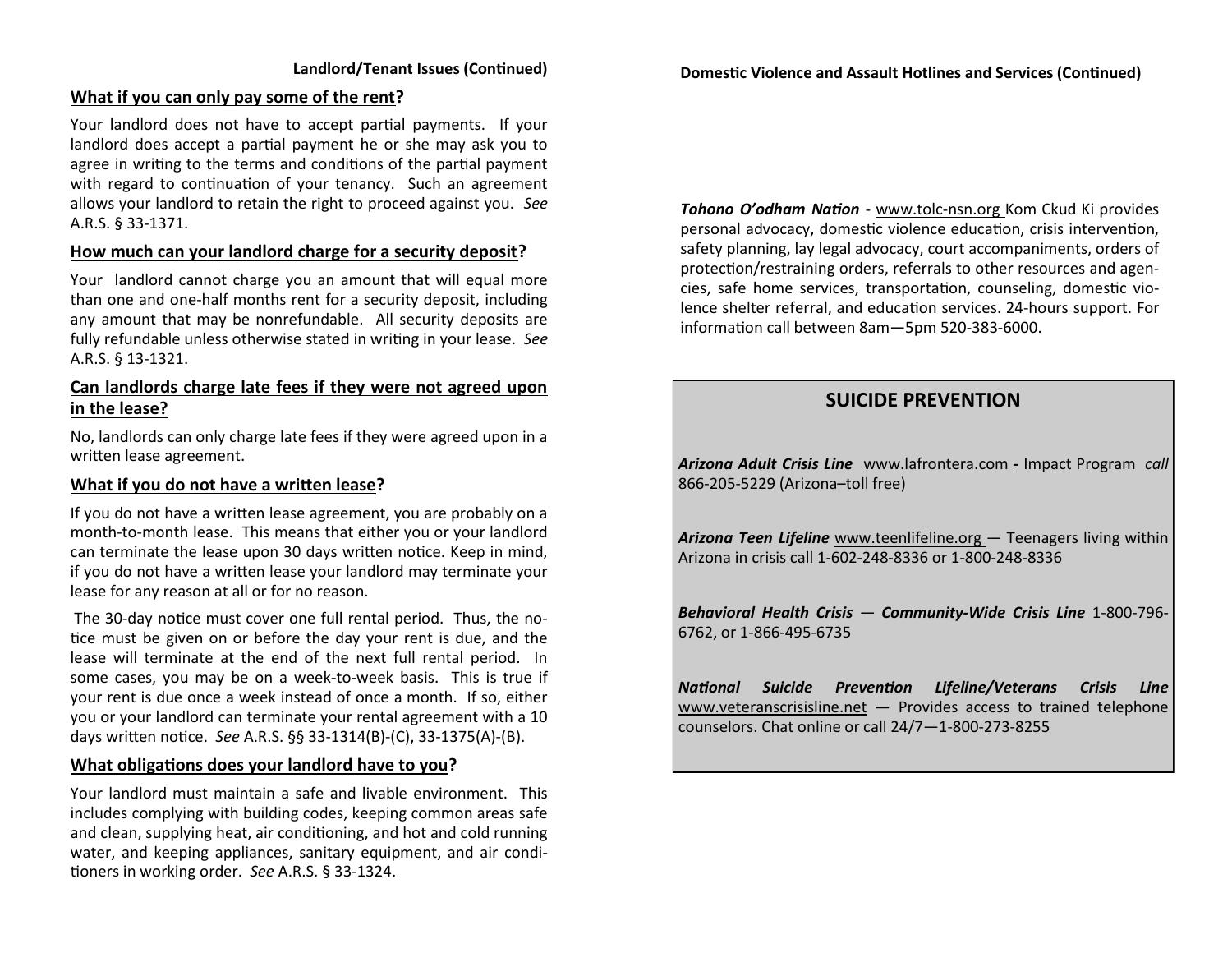**Landlord/Tenant Issues (Continued)**

## What if you can only pay some of the rent?

Your landlord does not have to accept partial payments. If your landlord does accept a partial payment he or she may ask you to agree in writing to the terms and conditions of the partial payment with regard to continuation of your tenancy. Such an agreement allows your landlord to retain the right to proceed against you. *See* A.R.S. § 33-1371.

## How much can your landlord charge for a security deposit?

Your landlord cannot charge you an amount that will equal more than one and one-half months rent for a security deposit, including any amount that may be nonrefundable. All security deposits are fully refundable unless otherwise stated in writing in your lease. *See* A.R.S. § 13-1321.

## Can landlords charge late fees if they were not agreed upon in the lease?

No, landlords can only charge late fees if they were agreed upon in a written lease agreement.

## What if you do not have a written lease?

If you do not have a written lease agreement, you are probably on a month-to-month lease. This means that either you or your landlord can terminate the lease upon 30 days written notice. Keep in mind, if you do not have a written lease your landlord may terminate your lease for any reason at all or for no reason.

The 30-day notice must cover one full rental period. Thus, the notice must be given on or before the day your rent is due, and the lease will terminate at the end of the next full rental period. In some cases, you may be on a week-to-week basis. This is true if your rent is due once a week instead of once a month. If so, either you or your landlord can terminate your rental agreement with a 10 days written notice. *See* A.R.S. §§ 33-1314(B)-(C), 33-1375(A)-(B).

## What obligations does your landlord have to you?

Your landlord must maintain a safe and livable environment. This includes complying with building codes, keeping common areas safe and clean, supplying heat, air conditioning, and hot and cold running water, and keeping appliances, sanitary equipment, and air conditioners in working order. *See* A.R.S. § 33-1324.

**Domestic Violence and Assault Hotlines and Services (Continued)**

***Tohono O'odham Nation*** - www.tolc-nsn.org Kom Ckud Ki provides personal advocacy, domestic violence education, crisis intervention, safety planning, lay legal advocacy, court accompaniments, orders of protection/restraining orders, referrals to other resources and agencies, safe home services, transportation, counseling, domestic violence shelter referral, and education services. 24-hours support. For information call between 8am—5pm 520-383-6000.

## SUICIDE PREVENTION

***Arizona Adult Crisis Line*** www.lafrontera.com **-** Impact Program *call* 866-205-5229 (Arizona–toll free)

***Arizona Teen Lifeline*** www.teenlifeline.org — Teenagers living within Arizona in crisis call 1-602-248-8336 or 1-800-248-8336

***Behavioral Health Crisis*** — ***Community-Wide Crisis Line*** 1-800-796-6762, or 1-866-495-6735

***National Suicide Prevention Lifeline/Veterans Crisis Line*** www.veteranscrisisline.net **—** Provides access to trained telephone counselors. Chat online or call 24/7—1-800-273-8255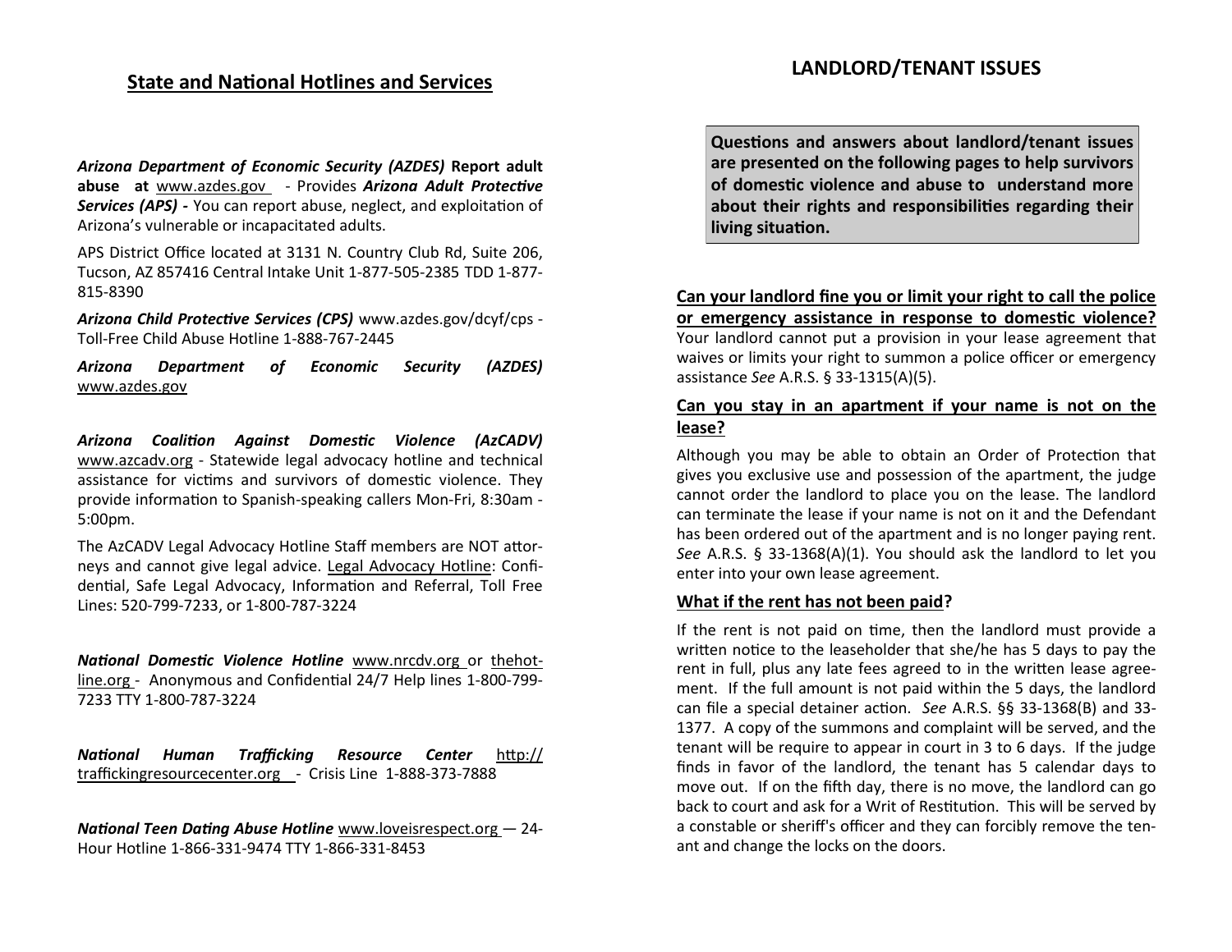## State and National Hotlines and Services

***Arizona Department of Economic Security (AZDES)* Report adult abuse at** www.azdes.gov - Provides ***Arizona Adult Protective Services (APS) -*** You can report abuse, neglect, and exploitation of Arizona's vulnerable or incapacitated adults.

APS District Office located at 3131 N. Country Club Rd, Suite 206, Tucson, AZ 857416 Central Intake Unit 1-877-505-2385 TDD 1-877-815-8390

***Arizona Child Protective Services (CPS)*** www.azdes.gov/dcyf/cps - Toll-Free Child Abuse Hotline 1-888-767-2445

***Arizona Department of Economic Security (AZDES)*** www.azdes.gov

***Arizona Coalition Against Domestic Violence (AzCADV)*** www.azcadv.org - Statewide legal advocacy hotline and technical assistance for victims and survivors of domestic violence. They provide information to Spanish-speaking callers Mon-Fri, 8:30am - 5:00pm.

The AzCADV Legal Advocacy Hotline Staff members are NOT attorneys and cannot give legal advice. Legal Advocacy Hotline: Confidential, Safe Legal Advocacy, Information and Referral, Toll Free Lines: 520-799-7233, or 1-800-787-3224

***National Domestic Violence Hotline*** www.nrcdv.org or thehotline.org - Anonymous and Confidential 24/7 Help lines 1-800-799-7233 TTY 1-800-787-3224

***National Human Trafficking Resource Center*** http://traffickingresourcecenter.org - Crisis Line 1-888-373-7888

***National Teen Dating Abuse Hotline*** www.loveisrespect.org — 24-Hour Hotline 1-866-331-9474 TTY 1-866-331-8453

## LANDLORD/TENANT ISSUES

**Questions and answers about landlord/tenant issues are presented on the following pages to help survivors of domestic violence and abuse to understand more about their rights and responsibilities regarding their living situation.**

### Can your landlord fine you or limit your right to call the police or emergency assistance in response to domestic violence?

Your landlord cannot put a provision in your lease agreement that waives or limits your right to summon a police officer or emergency assistance *See* A.R.S. § 33-1315(A)(5).

### Can you stay in an apartment if your name is not on the lease?

Although you may be able to obtain an Order of Protection that gives you exclusive use and possession of the apartment, the judge cannot order the landlord to place you on the lease. The landlord can terminate the lease if your name is not on it and the Defendant has been ordered out of the apartment and is no longer paying rent. *See* A.R.S. § 33-1368(A)(1). You should ask the landlord to let you enter into your own lease agreement.

### What if the rent has not been paid?

If the rent is not paid on time, then the landlord must provide a written notice to the leaseholder that she/he has 5 days to pay the rent in full, plus any late fees agreed to in the written lease agreement. If the full amount is not paid within the 5 days, the landlord can file a special detainer action. *See* A.R.S. §§ 33-1368(B) and 33-1377. A copy of the summons and complaint will be served, and the tenant will be require to appear in court in 3 to 6 days. If the judge finds in favor of the landlord, the tenant has 5 calendar days to move out. If on the fifth day, there is no move, the landlord can go back to court and ask for a Writ of Restitution. This will be served by a constable or sheriff's officer and they can forcibly remove the tenant and change the locks on the doors.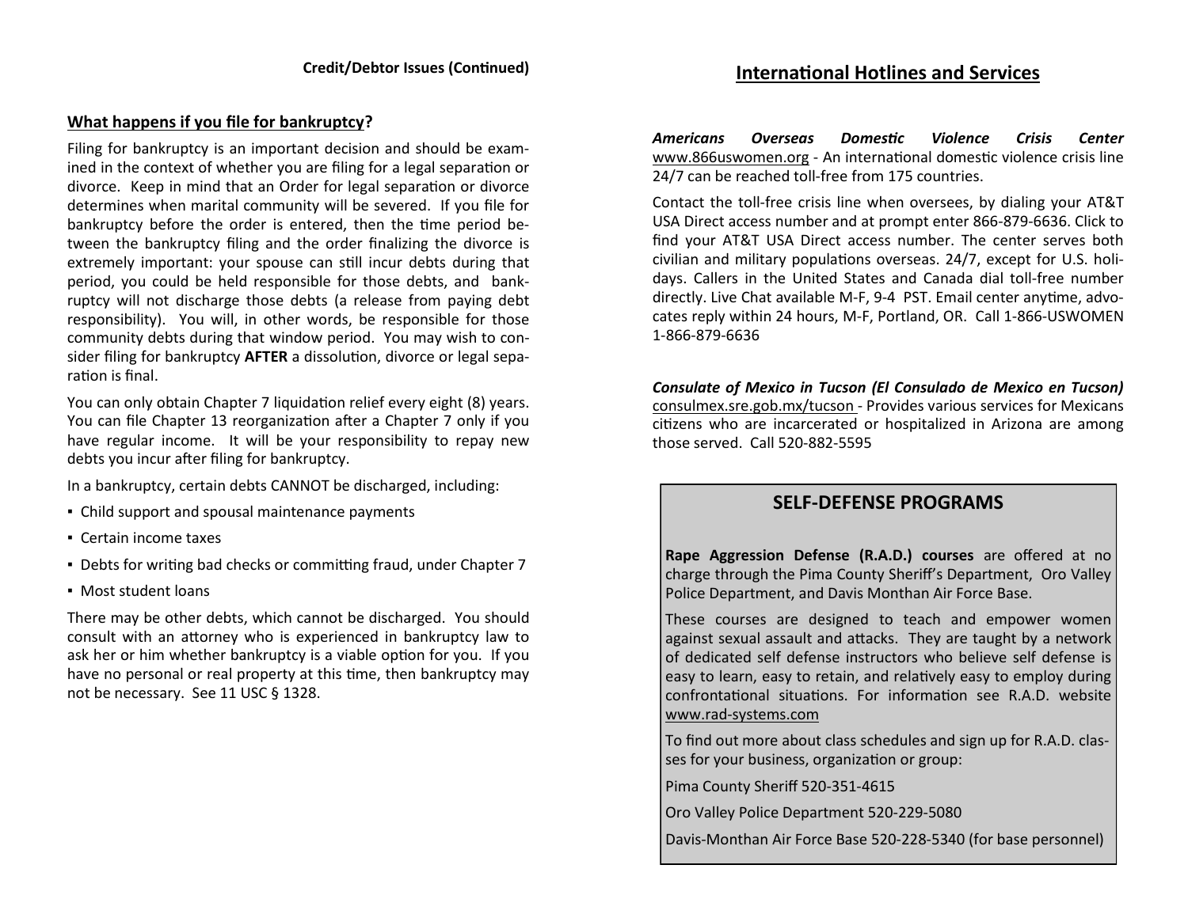**Credit/Debtor Issues (Continued)**

## What happens if you file for bankruptcy?

Filing for bankruptcy is an important decision and should be examined in the context of whether you are filing for a legal separation or divorce. Keep in mind that an Order for legal separation or divorce determines when marital community will be severed. If you file for bankruptcy before the order is entered, then the time period between the bankruptcy filing and the order finalizing the divorce is extremely important: your spouse can still incur debts during that period, you could be held responsible for those debts, and bankruptcy will not discharge those debts (a release from paying debt responsibility). You will, in other words, be responsible for those community debts during that window period. You may wish to consider filing for bankruptcy **AFTER** a dissolution, divorce or legal separation is final.

You can only obtain Chapter 7 liquidation relief every eight (8) years. You can file Chapter 13 reorganization after a Chapter 7 only if you have regular income. It will be your responsibility to repay new debts you incur after filing for bankruptcy.

In a bankruptcy, certain debts CANNOT be discharged, including:

- Child support and spousal maintenance payments
- Certain income taxes
- Debts for writing bad checks or committing fraud, under Chapter 7
- Most student loans

There may be other debts, which cannot be discharged. You should consult with an attorney who is experienced in bankruptcy law to ask her or him whether bankruptcy is a viable option for you. If you have no personal or real property at this time, then bankruptcy may not be necessary. See 11 USC § 1328.

## International Hotlines and Services

***Americans Overseas Domestic Violence Crisis Center*** www.866uswomen.org - An international domestic violence crisis line 24/7 can be reached toll-free from 175 countries.

Contact the toll-free crisis line when oversees, by dialing your AT&T USA Direct access number and at prompt enter 866-879-6636. Click to find your AT&T USA Direct access number. The center serves both civilian and military populations overseas. 24/7, except for U.S. holidays. Callers in the United States and Canada dial toll-free number directly. Live Chat available M-F, 9-4 PST. Email center anytime, advocates reply within 24 hours, M-F, Portland, OR. Call 1-866-USWOMEN 1-866-879-6636

***Consulate of Mexico in Tucson (El Consulado de Mexico en Tucson)*** consulmex.sre.gob.mx/tucson - Provides various services for Mexicans citizens who are incarcerated or hospitalized in Arizona are among those served. Call 520-882-5595

## SELF-DEFENSE PROGRAMS

**Rape Aggression Defense (R.A.D.) courses** are offered at no charge through the Pima County Sheriff's Department, Oro Valley Police Department, and Davis Monthan Air Force Base.

These courses are designed to teach and empower women against sexual assault and attacks. They are taught by a network of dedicated self defense instructors who believe self defense is easy to learn, easy to retain, and relatively easy to employ during confrontational situations. For information see R.A.D. website www.rad-systems.com

To find out more about class schedules and sign up for R.A.D. classes for your business, organization or group:

Pima County Sheriff 520-351-4615

Oro Valley Police Department 520-229-5080

Davis-Monthan Air Force Base 520-228-5340 (for base personnel)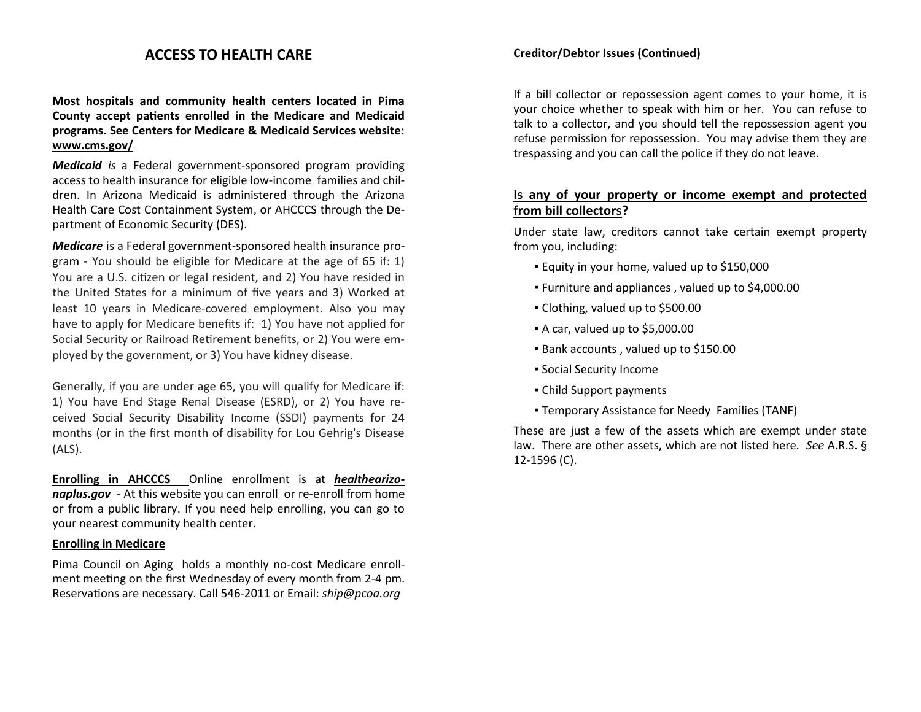# ACCESS TO HEALTH CARE

**Most hospitals and community health centers located in Pima County accept patients enrolled in the Medicare and Medicaid programs. See Centers for Medicare & Medicaid Services website: www.cms.gov/**

***Medicaid*** *is* a Federal government-sponsored program providing access to health insurance for eligible low-income families and children. In Arizona Medicaid is administered through the Arizona Health Care Cost Containment System, or AHCCCS through the Department of Economic Security (DES).

***Medicare*** is a Federal government-sponsored health insurance program - You should be eligible for Medicare at the age of 65 if: 1) You are a U.S. citizen or legal resident, and 2) You have resided in the United States for a minimum of five years and 3) Worked at least 10 years in Medicare-covered employment. Also you may have to apply for Medicare benefits if: 1) You have not applied for Social Security or Railroad Retirement benefits, or 2) You were employed by the government, or 3) You have kidney disease.

Generally, if you are under age 65, you will qualify for Medicare if: 1) You have End Stage Renal Disease (ESRD), or 2) You have received Social Security Disability Income (SSDI) payments for 24 months (or in the first month of disability for Lou Gehrig's Disease (ALS).

**Enrolling in AHCCCS** Online enrollment is at ***healthearizonaplus.gov*** - At this website you can enroll or re-enroll from home or from a public library. If you need help enrolling, you can go to your nearest community health center.

**Enrolling in Medicare**

Pima Council on Aging holds a monthly no-cost Medicare enrollment meeting on the first Wednesday of every month from 2-4 pm. Reservations are necessary. Call 546-2011 or Email: *ship@pcoa.org*

**Creditor/Debtor Issues (Continued)**

If a bill collector or repossession agent comes to your home, it is your choice whether to speak with him or her. You can refuse to talk to a collector, and you should tell the repossession agent you refuse permission for repossession. You may advise them they are trespassing and you can call the police if they do not leave.

## Is any of your property or income exempt and protected from bill collectors?

Under state law, creditors cannot take certain exempt property from you, including:

- Equity in your home, valued up to $150,000
- Furniture and appliances , valued up to $4,000.00
- Clothing, valued up to $500.00
- A car, valued up to $5,000.00
- Bank accounts , valued up to $150.00
- Social Security Income
- Child Support payments
- Temporary Assistance for Needy Families (TANF)

These are just a few of the assets which are exempt under state law. There are other assets, which are not listed here. *See* A.R.S. § 12-1596 (C).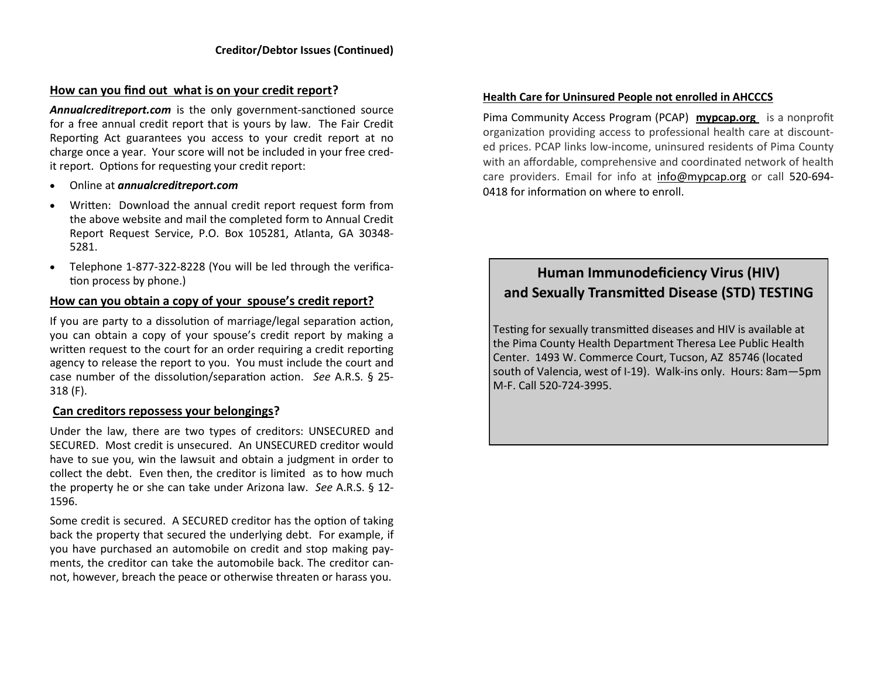## Creditor/Debtor Issues (Continued)

### How can you find out what is on your credit report?

***Annualcreditreport.com*** is the only government-sanctioned source for a free annual credit report that is yours by law. The Fair Credit Reporting Act guarantees you access to your credit report at no charge once a year. Your score will not be included in your free credit report. Options for requesting your credit report:

- Online at ***annualcreditreport.com***
- Written: Download the annual credit report request form from the above website and mail the completed form to Annual Credit Report Request Service, P.O. Box 105281, Atlanta, GA 30348-5281.
- Telephone 1-877-322-8228 (You will be led through the verification process by phone.)

### How can you obtain a copy of your spouse's credit report?

If you are party to a dissolution of marriage/legal separation action, you can obtain a copy of your spouse's credit report by making a written request to the court for an order requiring a credit reporting agency to release the report to you. You must include the court and case number of the dissolution/separation action. *See* A.R.S. § 25-318 (F).

### Can creditors repossess your belongings?

Under the law, there are two types of creditors: UNSECURED and SECURED. Most credit is unsecured. An UNSECURED creditor would have to sue you, win the lawsuit and obtain a judgment in order to collect the debt. Even then, the creditor is limited as to how much the property he or she can take under Arizona law. *See* A.R.S. § 12-1596.

Some credit is secured. A SECURED creditor has the option of taking back the property that secured the underlying debt. For example, if you have purchased an automobile on credit and stop making payments, the creditor can take the automobile back. The creditor cannot, however, breach the peace or otherwise threaten or harass you.

### Health Care for Uninsured People not enrolled in AHCCCS

Pima Community Access Program (PCAP) **mypcap.org** is a nonprofit organization providing access to professional health care at discounted prices. PCAP links low-income, uninsured residents of Pima County with an affordable, comprehensive and coordinated network of health care providers. Email for info at info@mypcap.org or call 520-694-0418 for information on where to enroll.

## Human Immunodeficiency Virus (HIV) and Sexually Transmitted Disease (STD) TESTING

Testing for sexually transmitted diseases and HIV is available at the Pima County Health Department Theresa Lee Public Health Center. 1493 W. Commerce Court, Tucson, AZ 85746 (located south of Valencia, west of I-19). Walk-ins only. Hours: 8am—5pm M-F. Call 520-724-3995.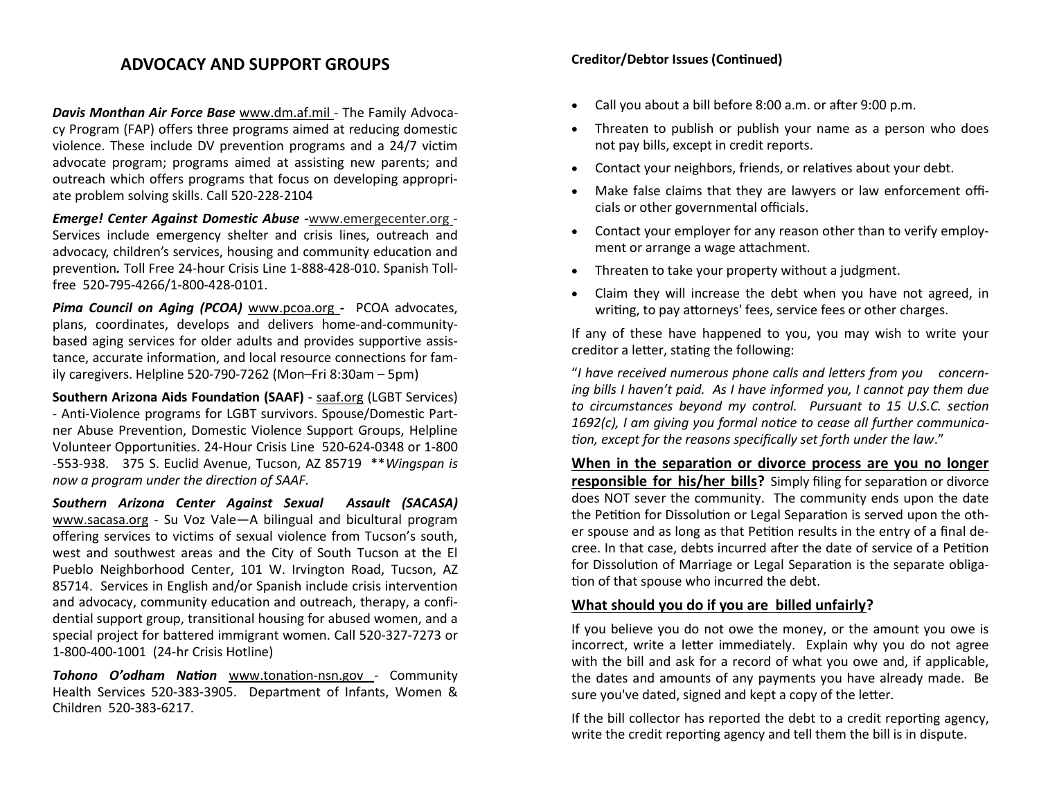## ADVOCACY AND SUPPORT GROUPS

***Davis Monthan Air Force Base*** www.dm.af.mil - The Family Advocacy Program (FAP) offers three programs aimed at reducing domestic violence. These include DV prevention programs and a 24/7 victim advocate program; programs aimed at assisting new parents; and outreach which offers programs that focus on developing appropriate problem solving skills. Call 520-228-2104

***Emerge! Center Against Domestic Abuse*** **-**www.emergecenter.org - Services include emergency shelter and crisis lines, outreach and advocacy, children's services, housing and community education and prevention***.*** Toll Free 24-hour Crisis Line 1-888-428-010. Spanish Toll-free 520-795-4266/1-800-428-0101.

***Pima Council on Aging (PCOA)*** www.pcoa.org **-** PCOA advocates, plans, coordinates, develops and delivers home-and-community-based aging services for older adults and provides supportive assistance, accurate information, and local resource connections for family caregivers. Helpline 520-790-7262 (Mon–Fri 8:30am – 5pm)

**Southern Arizona Aids Foundation (SAAF)** - saaf.org (LGBT Services) - Anti-Violence programs for LGBT survivors. Spouse/Domestic Partner Abuse Prevention, Domestic Violence Support Groups, Helpline Volunteer Opportunities. 24-Hour Crisis Line 520-624-0348 or 1-800-553-938. 375 S. Euclid Avenue, Tucson, AZ 85719 ***Wingspan is now a program under the direction of SAAF.*

***Southern Arizona Center Against Sexual Assault (SACASA)*** www.sacasa.org - Su Voz Vale—A bilingual and bicultural program offering services to victims of sexual violence from Tucson's south, west and southwest areas and the City of South Tucson at the El Pueblo Neighborhood Center, 101 W. Irvington Road, Tucson, AZ 85714. Services in English and/or Spanish include crisis intervention and advocacy, community education and outreach, therapy, a confidential support group, transitional housing for abused women, and a special project for battered immigrant women. Call 520-327-7273 or 1-800-400-1001 (24-hr Crisis Hotline)

***Tohono O'odham Nation*** www.tonation-nsn.gov - Community Health Services 520-383-3905. Department of Infants, Women & Children 520-383-6217.

**Creditor/Debtor Issues (Continued)**

- Call you about a bill before 8:00 a.m. or after 9:00 p.m.
- Threaten to publish or publish your name as a person who does not pay bills, except in credit reports.
- Contact your neighbors, friends, or relatives about your debt.
- Make false claims that they are lawyers or law enforcement officials or other governmental officials.
- Contact your employer for any reason other than to verify employment or arrange a wage attachment.
- Threaten to take your property without a judgment.
- Claim they will increase the debt when you have not agreed, in writing, to pay attorneys' fees, service fees or other charges.

If any of these have happened to you, you may wish to write your creditor a letter, stating the following:

"*I have received numerous phone calls and letters from you concerning bills I haven't paid. As I have informed you, I cannot pay them due to circumstances beyond my control. Pursuant to 15 U.S.C. section 1692(c), I am giving you formal notice to cease all further communication, except for the reasons specifically set forth under the law*."

**When in the separation or divorce process are you no longer responsible for his/her bills?** Simply filing for separation or divorce does NOT sever the community. The community ends upon the date the Petition for Dissolution or Legal Separation is served upon the other spouse and as long as that Petition results in the entry of a final decree. In that case, debts incurred after the date of service of a Petition for Dissolution of Marriage or Legal Separation is the separate obligation of that spouse who incurred the debt.

**What should you do if you are billed unfairly?**

If you believe you do not owe the money, or the amount you owe is incorrect, write a letter immediately. Explain why you do not agree with the bill and ask for a record of what you owe and, if applicable, the dates and amounts of any payments you have already made. Be sure you've dated, signed and kept a copy of the letter.

If the bill collector has reported the debt to a credit reporting agency, write the credit reporting agency and tell them the bill is in dispute.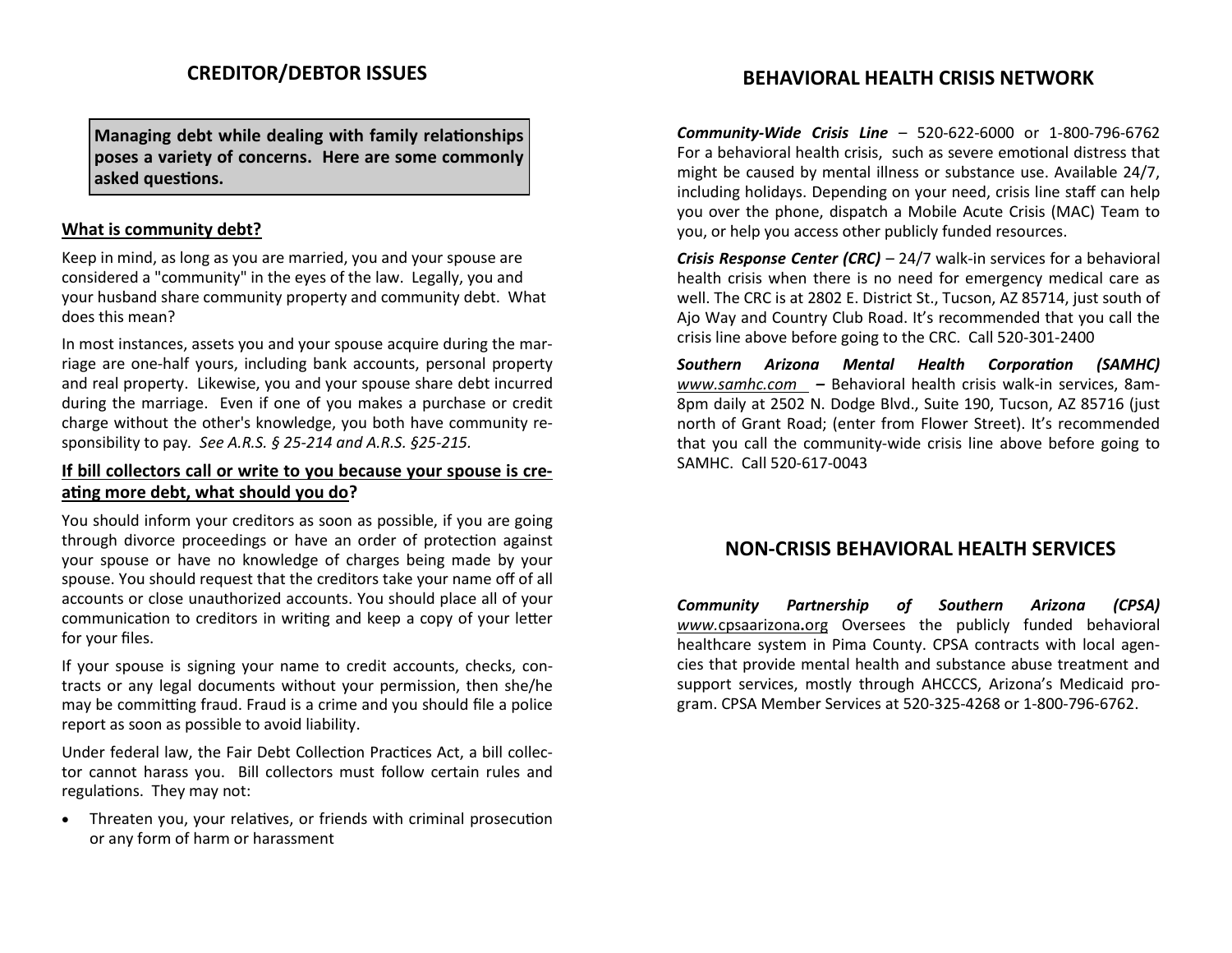## CREDITOR/DEBTOR ISSUES

**Managing debt while dealing with family relationships poses a variety of concerns. Here are some commonly asked questions.**

### What is community debt?

Keep in mind, as long as you are married, you and your spouse are considered a "community" in the eyes of the law. Legally, you and your husband share community property and community debt. What does this mean?

In most instances, assets you and your spouse acquire during the marriage are one-half yours, including bank accounts, personal property and real property. Likewise, you and your spouse share debt incurred during the marriage. Even if one of you makes a purchase or credit charge without the other's knowledge, you both have community responsibility to pay. *See A.R.S. § 25-214 and A.R.S. §25-215.*

### If bill collectors call or write to you because your spouse is creating more debt, what should you do?

You should inform your creditors as soon as possible, if you are going through divorce proceedings or have an order of protection against your spouse or have no knowledge of charges being made by your spouse. You should request that the creditors take your name off of all accounts or close unauthorized accounts. You should place all of your communication to creditors in writing and keep a copy of your letter for your files.

If your spouse is signing your name to credit accounts, checks, contracts or any legal documents without your permission, then she/he may be committing fraud. Fraud is a crime and you should file a police report as soon as possible to avoid liability.

Under federal law, the Fair Debt Collection Practices Act, a bill collector cannot harass you. Bill collectors must follow certain rules and regulations. They may not:

- Threaten you, your relatives, or friends with criminal prosecution or any form of harm or harassment

## BEHAVIORAL HEALTH CRISIS NETWORK

***Community-Wide Crisis Line*** – 520-622-6000 or 1-800-796-6762 For a behavioral health crisis, such as severe emotional distress that might be caused by mental illness or substance use. Available 24/7, including holidays. Depending on your need, crisis line staff can help you over the phone, dispatch a Mobile Acute Crisis (MAC) Team to you, or help you access other publicly funded resources.

***Crisis Response Center (CRC)*** – 24/7 walk-in services for a behavioral health crisis when there is no need for emergency medical care as well. The CRC is at 2802 E. District St., Tucson, AZ 85714, just south of Ajo Way and Country Club Road. It's recommended that you call the crisis line above before going to the CRC. Call 520-301-2400

***Southern Arizona Mental Health Corporation (SAMHC)*** *www.samhc.com* – Behavioral health crisis walk-in services, 8am-8pm daily at 2502 N. Dodge Blvd., Suite 190, Tucson, AZ 85716 (just north of Grant Road; (enter from Flower Street). It's recommended that you call the community-wide crisis line above before going to SAMHC. Call 520-617-0043

## NON-CRISIS BEHAVIORAL HEALTH SERVICES

***Community Partnership of Southern Arizona (CPSA)*** *www.*cpsaarizona**.**org Oversees the publicly funded behavioral healthcare system in Pima County. CPSA contracts with local agencies that provide mental health and substance abuse treatment and support services, mostly through AHCCCS, Arizona's Medicaid program. CPSA Member Services at 520-325-4268 or 1-800-796-6762.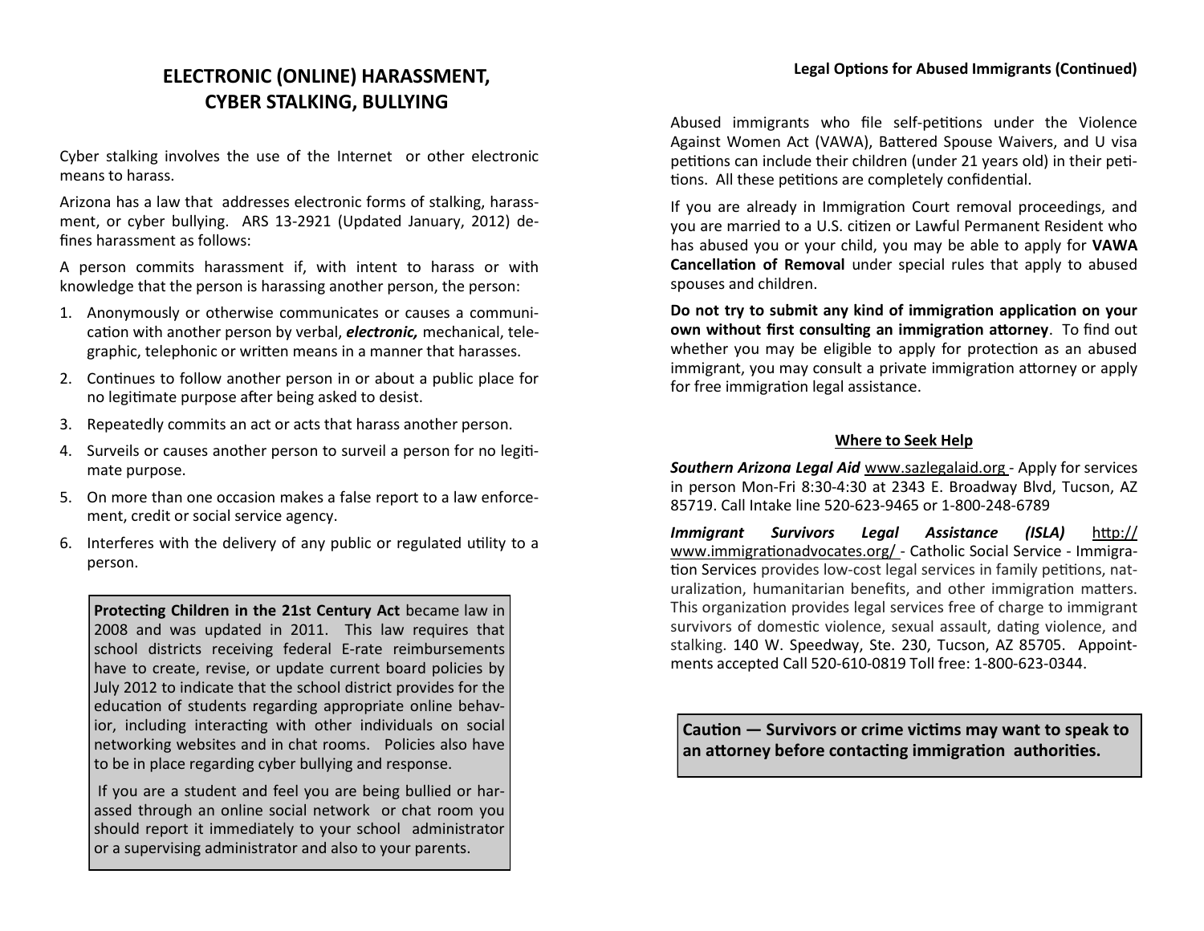# ELECTRONIC (ONLINE) HARASSMENT, CYBER STALKING, BULLYING

Cyber stalking involves the use of the Internet or other electronic means to harass.

Arizona has a law that addresses electronic forms of stalking, harassment, or cyber bullying. ARS 13-2921 (Updated January, 2012) defines harassment as follows:

A person commits harassment if, with intent to harass or with knowledge that the person is harassing another person, the person:

1. Anonymously or otherwise communicates or causes a communication with another person by verbal, ***electronic,*** mechanical, telegraphic, telephonic or written means in a manner that harasses.
2. Continues to follow another person in or about a public place for no legitimate purpose after being asked to desist.
3. Repeatedly commits an act or acts that harass another person.
4. Surveils or causes another person to surveil a person for no legitimate purpose.
5. On more than one occasion makes a false report to a law enforcement, credit or social service agency.
6. Interferes with the delivery of any public or regulated utility to a person.

**Protecting Children in the 21st Century Act** became law in 2008 and was updated in 2011. This law requires that school districts receiving federal E-rate reimbursements have to create, revise, or update current board policies by July 2012 to indicate that the school district provides for the education of students regarding appropriate online behavior, including interacting with other individuals on social networking websites and in chat rooms. Policies also have to be in place regarding cyber bullying and response.

If you are a student and feel you are being bullied or harassed through an online social network or chat room you should report it immediately to your school administrator or a supervising administrator and also to your parents.

**Legal Options for Abused Immigrants (Continued)**

Abused immigrants who file self-petitions under the Violence Against Women Act (VAWA), Battered Spouse Waivers, and U visa petitions can include their children (under 21 years old) in their petitions. All these petitions are completely confidential.

If you are already in Immigration Court removal proceedings, and you are married to a U.S. citizen or Lawful Permanent Resident who has abused you or your child, you may be able to apply for **VAWA Cancellation of Removal** under special rules that apply to abused spouses and children.

**Do not try to submit any kind of immigration application on your own without first consulting an immigration attorney**. To find out whether you may be eligible to apply for protection as an abused immigrant, you may consult a private immigration attorney or apply for free immigration legal assistance.

## Where to Seek Help

***Southern Arizona Legal Aid*** www.sazlegalaid.org - Apply for services in person Mon-Fri 8:30-4:30 at 2343 E. Broadway Blvd, Tucson, AZ 85719. Call Intake line 520-623-9465 or 1-800-248-6789

***Immigrant Survivors Legal Assistance (ISLA)*** http://www.immigrationadvocates.org/ - Catholic Social Service - Immigration Services provides low-cost legal services in family petitions, naturalization, humanitarian benefits, and other immigration matters. This organization provides legal services free of charge to immigrant survivors of domestic violence, sexual assault, dating violence, and stalking. 140 W. Speedway, Ste. 230, Tucson, AZ 85705. Appointments accepted Call 520-610-0819 Toll free: 1-800-623-0344.

**Caution — Survivors or crime victims may want to speak to an attorney before contacting immigration authorities.**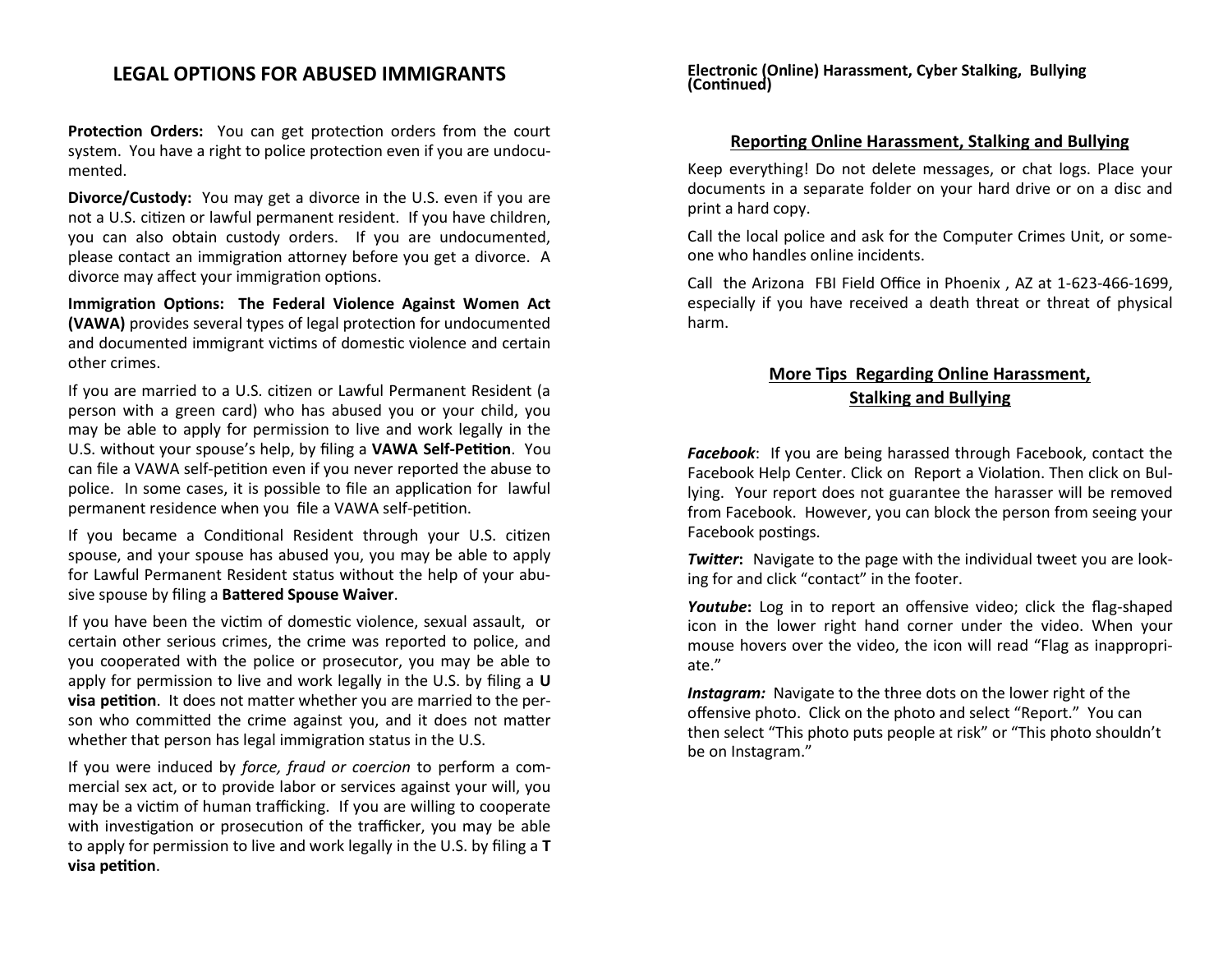# LEGAL OPTIONS FOR ABUSED IMMIGRANTS

**Protection Orders:** You can get protection orders from the court system. You have a right to police protection even if you are undocumented.

**Divorce/Custody:** You may get a divorce in the U.S. even if you are not a U.S. citizen or lawful permanent resident. If you have children, you can also obtain custody orders. If you are undocumented, please contact an immigration attorney before you get a divorce. A divorce may affect your immigration options.

**Immigration Options: The Federal Violence Against Women Act (VAWA)** provides several types of legal protection for undocumented and documented immigrant victims of domestic violence and certain other crimes.

If you are married to a U.S. citizen or Lawful Permanent Resident (a person with a green card) who has abused you or your child, you may be able to apply for permission to live and work legally in the U.S. without your spouse's help, by filing a **VAWA Self-Petition**. You can file a VAWA self-petition even if you never reported the abuse to police. In some cases, it is possible to file an application for lawful permanent residence when you file a VAWA self-petition.

If you became a Conditional Resident through your U.S. citizen spouse, and your spouse has abused you, you may be able to apply for Lawful Permanent Resident status without the help of your abusive spouse by filing a **Battered Spouse Waiver**.

If you have been the victim of domestic violence, sexual assault, or certain other serious crimes, the crime was reported to police, and you cooperated with the police or prosecutor, you may be able to apply for permission to live and work legally in the U.S. by filing a **U visa petition**. It does not matter whether you are married to the person who committed the crime against you, and it does not matter whether that person has legal immigration status in the U.S.

If you were induced by *force, fraud or coercion* to perform a commercial sex act, or to provide labor or services against your will, you may be a victim of human trafficking. If you are willing to cooperate with investigation or prosecution of the trafficker, you may be able to apply for permission to live and work legally in the U.S. by filing a **T visa petition**.

**Electronic (Online) Harassment, Cyber Stalking, Bullying (Continued)**

## Reporting Online Harassment, Stalking and Bullying

Keep everything! Do not delete messages, or chat logs. Place your documents in a separate folder on your hard drive or on a disc and print a hard copy.

Call the local police and ask for the Computer Crimes Unit, or someone who handles online incidents.

Call the Arizona FBI Field Office in Phoenix , AZ at 1-623-466-1699, especially if you have received a death threat or threat of physical harm.

## More Tips Regarding Online Harassment, Stalking and Bullying

***Facebook***: If you are being harassed through Facebook, contact the Facebook Help Center. Click on Report a Violation. Then click on Bullying. Your report does not guarantee the harasser will be removed from Facebook. However, you can block the person from seeing your Facebook postings.

***Twitter*:** Navigate to the page with the individual tweet you are looking for and click "contact" in the footer.

***Youtube*:** Log in to report an offensive video; click the flag-shaped icon in the lower right hand corner under the video. When your mouse hovers over the video, the icon will read "Flag as inappropriate."

***Instagram:*** Navigate to the three dots on the lower right of the offensive photo. Click on the photo and select "Report." You can then select "This photo puts people at risk" or "This photo shouldn't be on Instagram."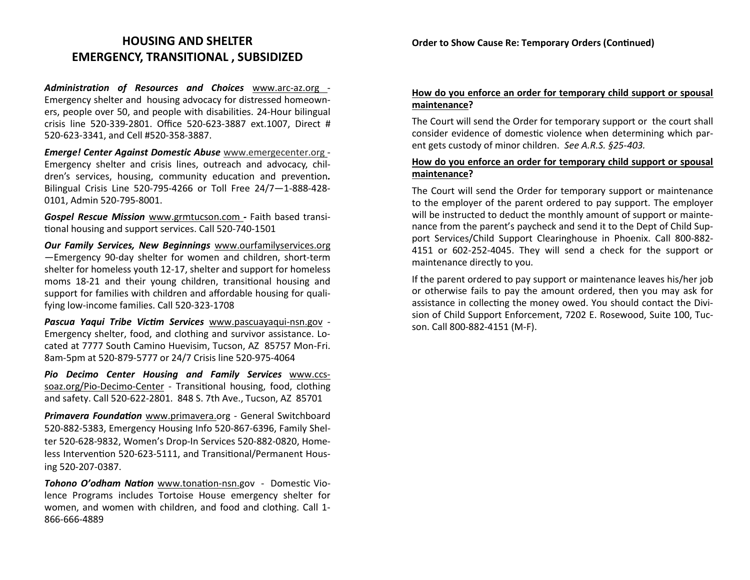## HOUSING AND SHELTER EMERGENCY, TRANSITIONAL , SUBSIDIZED

***Administration of Resources and Choices*** www.arc-az.org - Emergency shelter and housing advocacy for distressed homeowners, people over 50, and people with disabilities. 24-Hour bilingual crisis line 520-339-2801. Office 520-623-3887 ext.1007, Direct # 520-623-3341, and Cell #520-358-3887.

***Emerge! Center Against Domestic Abuse*** www.emergecenter.org - Emergency shelter and crisis lines, outreach and advocacy, children's services, housing, community education and prevention**.** Bilingual Crisis Line 520-795-4266 or Toll Free 24/7—1-888-428-0101, Admin 520-795-8001.

***Gospel Rescue Mission*** www.grmtucson.com **-** Faith based transitional housing and support services. Call 520-740-1501

***Our Family Services, New Beginnings*** www.ourfamilyservices.org —Emergency 90-day shelter for women and children, short-term shelter for homeless youth 12-17, shelter and support for homeless moms 18-21 and their young children, transitional housing and support for families with children and affordable housing for qualifying low-income families. Call 520-323-1708

***Pascua Yaqui Tribe Victim Services*** www.pascuayaqui-nsn.gov - Emergency shelter, food, and clothing and survivor assistance. Located at 7777 South Camino Huevisim, Tucson, AZ 85757 Mon-Fri. 8am-5pm at 520-879-5777 or 24/7 Crisis line 520-975-4064

***Pio Decimo Center Housing and Family Services*** www.ccs-soaz.org/Pio-Decimo-Center - Transitional housing, food, clothing and safety. Call 520-622-2801. 848 S. 7th Ave., Tucson, AZ 85701

***Primavera Foundation*** www.primavera.org - General Switchboard 520-882-5383, Emergency Housing Info 520-867-6396, Family Shelter 520-628-9832, Women's Drop-In Services 520-882-0820, Homeless Intervention 520-623-5111, and Transitional/Permanent Housing 520-207-0387.

***Tohono O'odham Nation*** www.tonation-nsn.gov - Domestic Violence Programs includes Tortoise House emergency shelter for women, and women with children, and food and clothing. Call 1-866-666-4889

**Order to Show Cause Re: Temporary Orders (Continued)**

**How do you enforce an order for temporary child support or spousal maintenance?**

The Court will send the Order for temporary support or the court shall consider evidence of domestic violence when determining which parent gets custody of minor children. *See A.R.S. §25-403.*

**How do you enforce an order for temporary child support or spousal maintenance?**

The Court will send the Order for temporary support or maintenance to the employer of the parent ordered to pay support. The employer will be instructed to deduct the monthly amount of support or maintenance from the parent's paycheck and send it to the Dept of Child Support Services/Child Support Clearinghouse in Phoenix. Call 800-882-4151 or 602-252-4045. They will send a check for the support or maintenance directly to you.

If the parent ordered to pay support or maintenance leaves his/her job or otherwise fails to pay the amount ordered, then you may ask for assistance in collecting the money owed. You should contact the Division of Child Support Enforcement, 7202 E. Rosewood, Suite 100, Tucson. Call 800-882-4151 (M-F).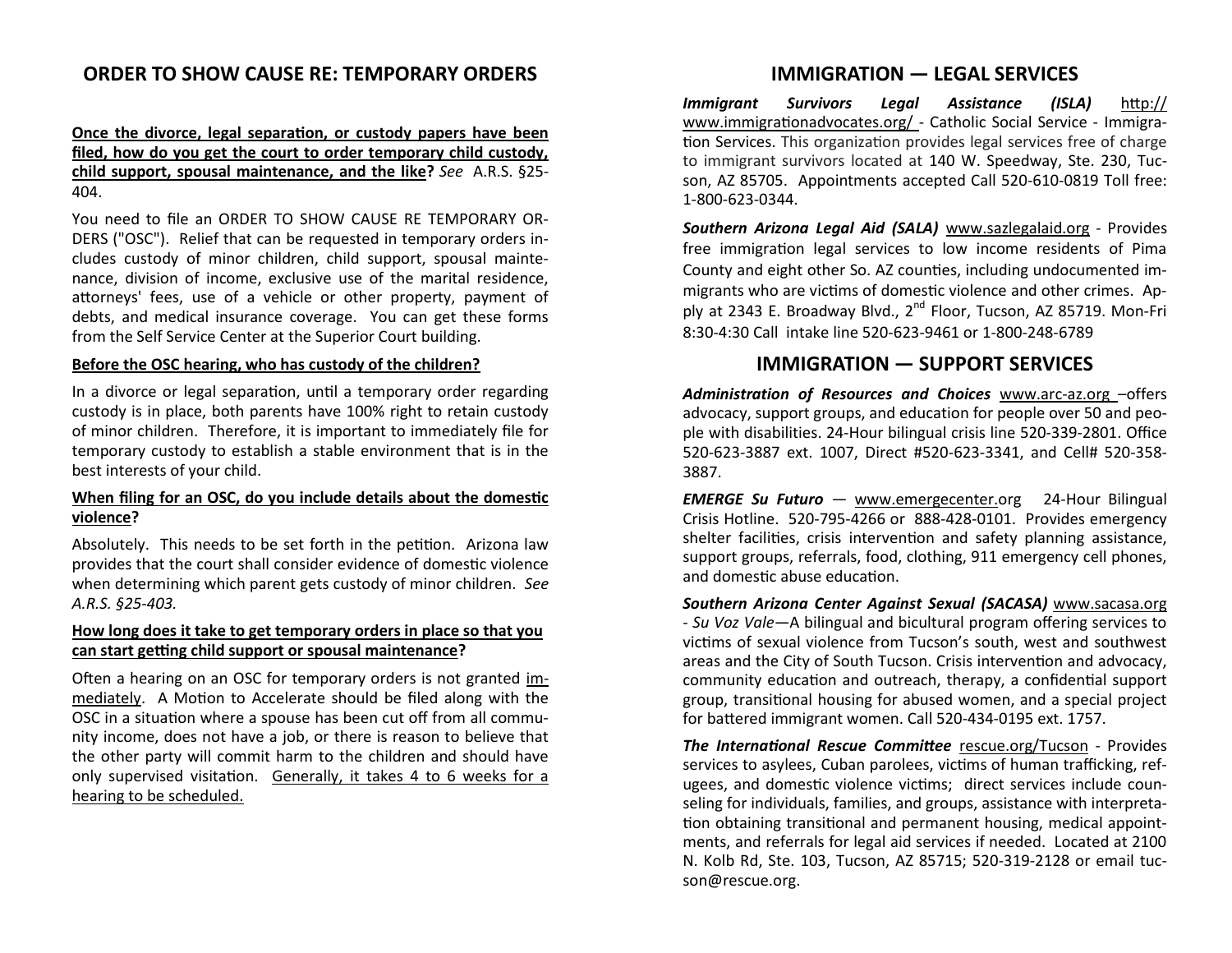## ORDER TO SHOW CAUSE RE: TEMPORARY ORDERS

**Once the divorce, legal separation, or custody papers have been filed, how do you get the court to order temporary child custody, child support, spousal maintenance, and the like?** *See* A.R.S. §25-404.

You need to file an ORDER TO SHOW CAUSE RE TEMPORARY ORDERS ("OSC"). Relief that can be requested in temporary orders includes custody of minor children, child support, spousal maintenance, division of income, exclusive use of the marital residence, attorneys' fees, use of a vehicle or other property, payment of debts, and medical insurance coverage. You can get these forms from the Self Service Center at the Superior Court building.

**Before the OSC hearing, who has custody of the children?**

In a divorce or legal separation, until a temporary order regarding custody is in place, both parents have 100% right to retain custody of minor children. Therefore, it is important to immediately file for temporary custody to establish a stable environment that is in the best interests of your child.

**When filing for an OSC, do you include details about the domestic violence?**

Absolutely. This needs to be set forth in the petition. Arizona law provides that the court shall consider evidence of domestic violence when determining which parent gets custody of minor children. *See A.R.S. §25-403.*

**How long does it take to get temporary orders in place so that you can start getting child support or spousal maintenance?**

Often a hearing on an OSC for temporary orders is not granted immediately. A Motion to Accelerate should be filed along with the OSC in a situation where a spouse has been cut off from all community income, does not have a job, or there is reason to believe that the other party will commit harm to the children and should have only supervised visitation. Generally, it takes 4 to 6 weeks for a hearing to be scheduled.

## IMMIGRATION — LEGAL SERVICES

***Immigrant Survivors Legal Assistance (ISLA)*** http://www.immigrationadvocates.org/ - Catholic Social Service - Immigration Services. This organization provides legal services free of charge to immigrant survivors located at 140 W. Speedway, Ste. 230, Tucson, AZ 85705. Appointments accepted Call 520-610-0819 Toll free: 1-800-623-0344.

***Southern Arizona Legal Aid (SALA)*** www.sazlegalaid.org - Provides free immigration legal services to low income residents of Pima County and eight other So. AZ counties, including undocumented immigrants who are victims of domestic violence and other crimes. Apply at 2343 E. Broadway Blvd., 2nd Floor, Tucson, AZ 85719. Mon-Fri 8:30-4:30 Call intake line 520-623-9461 or 1-800-248-6789

## IMMIGRATION — SUPPORT SERVICES

***Administration of Resources and Choices*** www.arc-az.org –offers advocacy, support groups, and education for people over 50 and people with disabilities. 24-Hour bilingual crisis line 520-339-2801. Office 520-623-3887 ext. 1007, Direct #520-623-3341, and Cell# 520-358-3887.

***EMERGE Su Futuro*** — www.emergecenter.org 24-Hour Bilingual Crisis Hotline. 520-795-4266 or 888-428-0101. Provides emergency shelter facilities, crisis intervention and safety planning assistance, support groups, referrals, food, clothing, 911 emergency cell phones, and domestic abuse education.

***Southern Arizona Center Against Sexual (SACASA)*** www.sacasa.org - *Su Voz Vale*—A bilingual and bicultural program offering services to victims of sexual violence from Tucson's south, west and southwest areas and the City of South Tucson. Crisis intervention and advocacy, community education and outreach, therapy, a confidential support group, transitional housing for abused women, and a special project for battered immigrant women. Call 520-434-0195 ext. 1757.

***The International Rescue Committee*** rescue.org/Tucson - Provides services to asylees, Cuban parolees, victims of human trafficking, refugees, and domestic violence victims; direct services include counseling for individuals, families, and groups, assistance with interpretation obtaining transitional and permanent housing, medical appointments, and referrals for legal aid services if needed. Located at 2100 N. Kolb Rd, Ste. 103, Tucson, AZ 85715; 520-319-2128 or email tucson@rescue.org.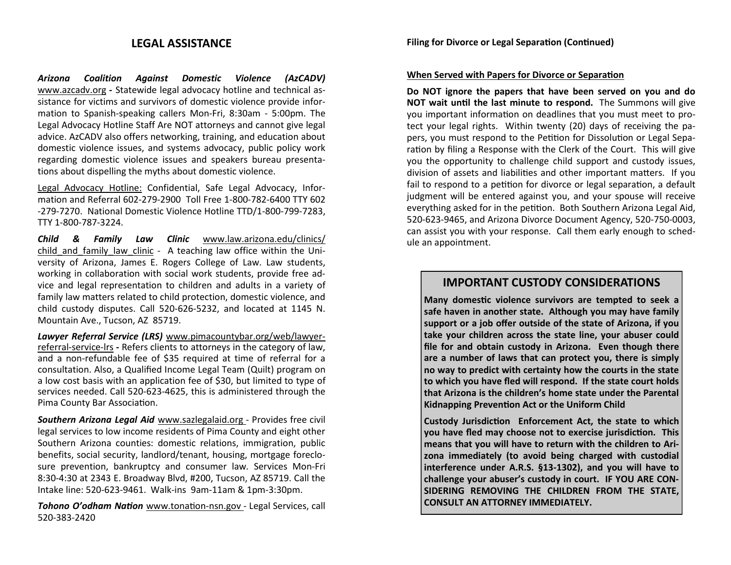## LEGAL ASSISTANCE

***Arizona Coalition Against Domestic Violence (AzCADV)*** www.azcadv.org **-** Statewide legal advocacy hotline and technical assistance for victims and survivors of domestic violence provide information to Spanish-speaking callers Mon-Fri, 8:30am - 5:00pm. The Legal Advocacy Hotline Staff Are NOT attorneys and cannot give legal advice. AzCADV also offers networking, training, and education about domestic violence issues, and systems advocacy, public policy work regarding domestic violence issues and speakers bureau presentations about dispelling the myths about domestic violence.

Legal Advocacy Hotline: Confidential, Safe Legal Advocacy, Information and Referral 602-279-2900 Toll Free 1-800-782-6400 TTY 602-279-7270. National Domestic Violence Hotline TTD/1-800-799-7283, TTY 1-800-787-3224.

***Child & Family Law Clinic*** www.law.arizona.edu/clinics/child_and_family_law_clinic - A teaching law office within the University of Arizona, James E. Rogers College of Law. Law students, working in collaboration with social work students, provide free advice and legal representation to children and adults in a variety of family law matters related to child protection, domestic violence, and child custody disputes. Call 520-626-5232, and located at 1145 N. Mountain Ave., Tucson, AZ 85719.

***Lawyer Referral Service (LRS)*** www.pimacountybar.org/web/lawyer-referral-service-lrs **-** Refers clients to attorneys in the category of law, and a non-refundable fee of $35 required at time of referral for a consultation. Also, a Qualified Income Legal Team (Quilt) program on a low cost basis with an application fee of $30, but limited to type of services needed. Call 520-623-4625, this is administered through the Pima County Bar Association.

***Southern Arizona Legal Aid*** www.sazlegalaid.org - Provides free civil legal services to low income residents of Pima County and eight other Southern Arizona counties: domestic relations, immigration, public benefits, social security, landlord/tenant, housing, mortgage foreclosure prevention, bankruptcy and consumer law. Services Mon-Fri 8:30-4:30 at 2343 E. Broadway Blvd, #200, Tucson, AZ 85719. Call the Intake line: 520-623-9461. Walk-ins 9am-11am & 1pm-3:30pm.

***Tohono O'odham Nation*** www.tonation-nsn.gov - Legal Services, call 520-383-2420

**Filing for Divorce or Legal Separation (Continued)**

**When Served with Papers for Divorce or Separation**

**Do NOT ignore the papers that have been served on you and do NOT wait until the last minute to respond.** The Summons will give you important information on deadlines that you must meet to protect your legal rights. Within twenty (20) days of receiving the papers, you must respond to the Petition for Dissolution or Legal Separation by filing a Response with the Clerk of the Court. This will give you the opportunity to challenge child support and custody issues, division of assets and liabilities and other important matters. If you fail to respond to a petition for divorce or legal separation, a default judgment will be entered against you, and your spouse will receive everything asked for in the petition. Both Southern Arizona Legal Aid, 520-623-9465, and Arizona Divorce Document Agency, 520-750-0003, can assist you with your response. Call them early enough to schedule an appointment.

### IMPORTANT CUSTODY CONSIDERATIONS

**Many domestic violence survivors are tempted to seek a safe haven in another state. Although you may have family support or a job offer outside of the state of Arizona, if you take your children across the state line, your abuser could file for and obtain custody in Arizona. Even though there are a number of laws that can protect you, there is simply no way to predict with certainty how the courts in the state to which you have fled will respond. If the state court holds that Arizona is the children's home state under the Parental Kidnapping Prevention Act or the Uniform Child**

**Custody Jurisdiction Enforcement Act, the state to which you have fled may choose not to exercise jurisdiction. This means that you will have to return with the children to Arizona immediately (to avoid being charged with custodial interference under A.R.S. §13-1302), and you will have to challenge your abuser's custody in court. IF YOU ARE CONSIDERING REMOVING THE CHILDREN FROM THE STATE, CONSULT AN ATTORNEY IMMEDIATELY.**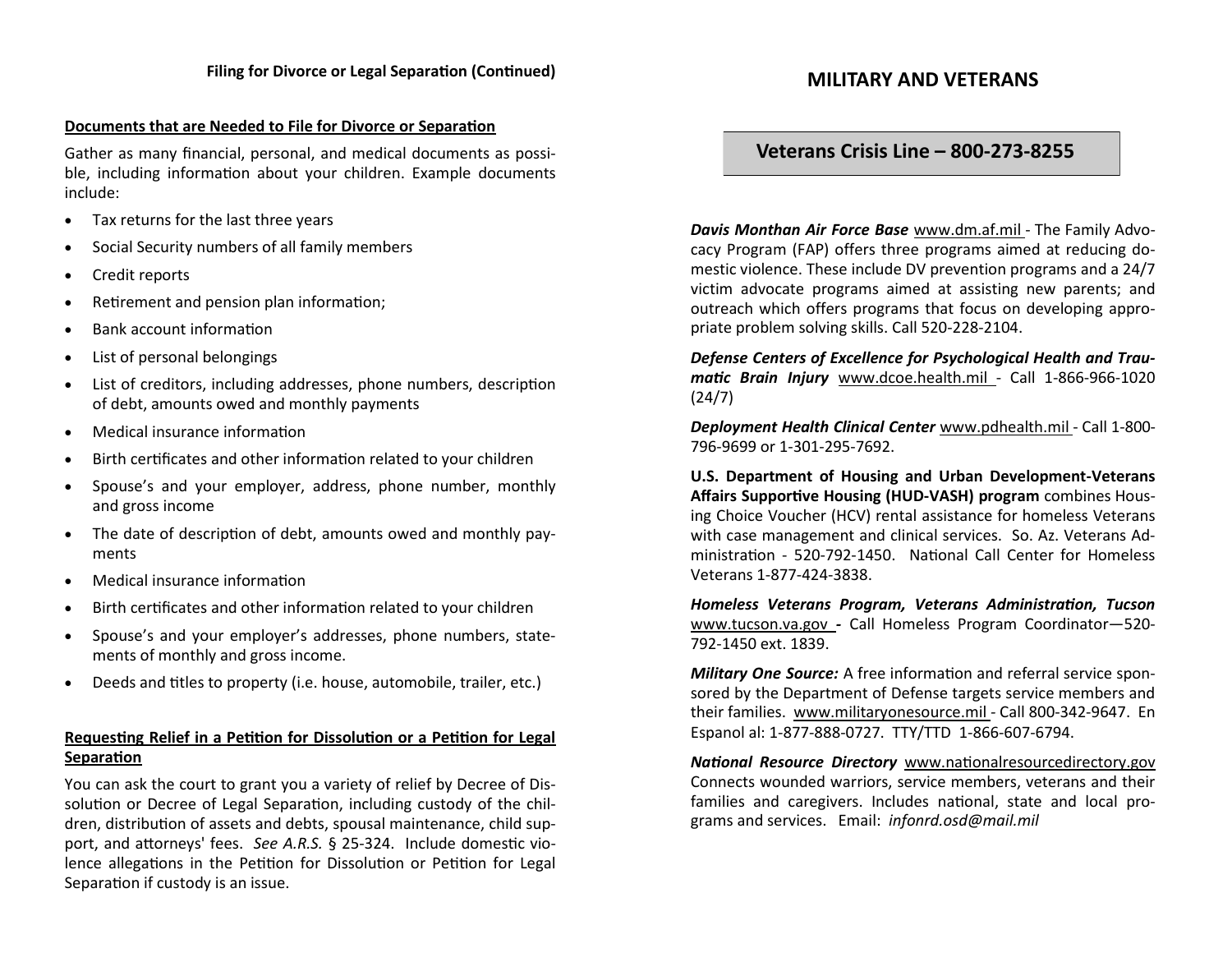**Filing for Divorce or Legal Separation (Continued)**

**Documents that are Needed to File for Divorce or Separation**

Gather as many financial, personal, and medical documents as possible, including information about your children. Example documents include:

- Tax returns for the last three years
- Social Security numbers of all family members
- Credit reports
- Retirement and pension plan information;
- Bank account information
- List of personal belongings
- List of creditors, including addresses, phone numbers, description of debt, amounts owed and monthly payments
- Medical insurance information
- Birth certificates and other information related to your children
- Spouse's and your employer, address, phone number, monthly and gross income
- The date of description of debt, amounts owed and monthly payments
- Medical insurance information
- Birth certificates and other information related to your children
- Spouse's and your employer's addresses, phone numbers, statements of monthly and gross income.
- Deeds and titles to property (i.e. house, automobile, trailer, etc.)

**Requesting Relief in a Petition for Dissolution or a Petition for Legal Separation**

You can ask the court to grant you a variety of relief by Decree of Dissolution or Decree of Legal Separation, including custody of the children, distribution of assets and debts, spousal maintenance, child support, and attorneys' fees. *See A.R.S.* § 25-324. Include domestic violence allegations in the Petition for Dissolution or Petition for Legal Separation if custody is an issue.

## MILITARY AND VETERANS

**Veterans Crisis Line – 800-273-8255**

***Davis Monthan Air Force Base*** www.dm.af.mil - The Family Advocacy Program (FAP) offers three programs aimed at reducing domestic violence. These include DV prevention programs and a 24/7 victim advocate programs aimed at assisting new parents; and outreach which offers programs that focus on developing appropriate problem solving skills. Call 520-228-2104.

***Defense Centers of Excellence for Psychological Health and Traumatic Brain Injury*** www.dcoe.health.mil - Call 1-866-966-1020 (24/7)

***Deployment Health Clinical Center*** www.pdhealth.mil - Call 1-800-796-9699 or 1-301-295-7692.

**U.S. Department of Housing and Urban Development-Veterans Affairs Supportive Housing (HUD-VASH) program** combines Housing Choice Voucher (HCV) rental assistance for homeless Veterans with case management and clinical services. So. Az. Veterans Administration - 520-792-1450. National Call Center for Homeless Veterans 1-877-424-3838.

***Homeless Veterans Program, Veterans Administration, Tucson*** www.tucson.va.gov - Call Homeless Program Coordinator—520-792-1450 ext. 1839.

***Military One Source:*** A free information and referral service sponsored by the Department of Defense targets service members and their families. www.militaryonesource.mil - Call 800-342-9647. En Espanol al: 1-877-888-0727. TTY/TTD 1-866-607-6794.

***National Resource Directory*** www.nationalresourcedirectory.gov Connects wounded warriors, service members, veterans and their families and caregivers. Includes national, state and local programs and services. Email: *infonrd.osd@mail.mil*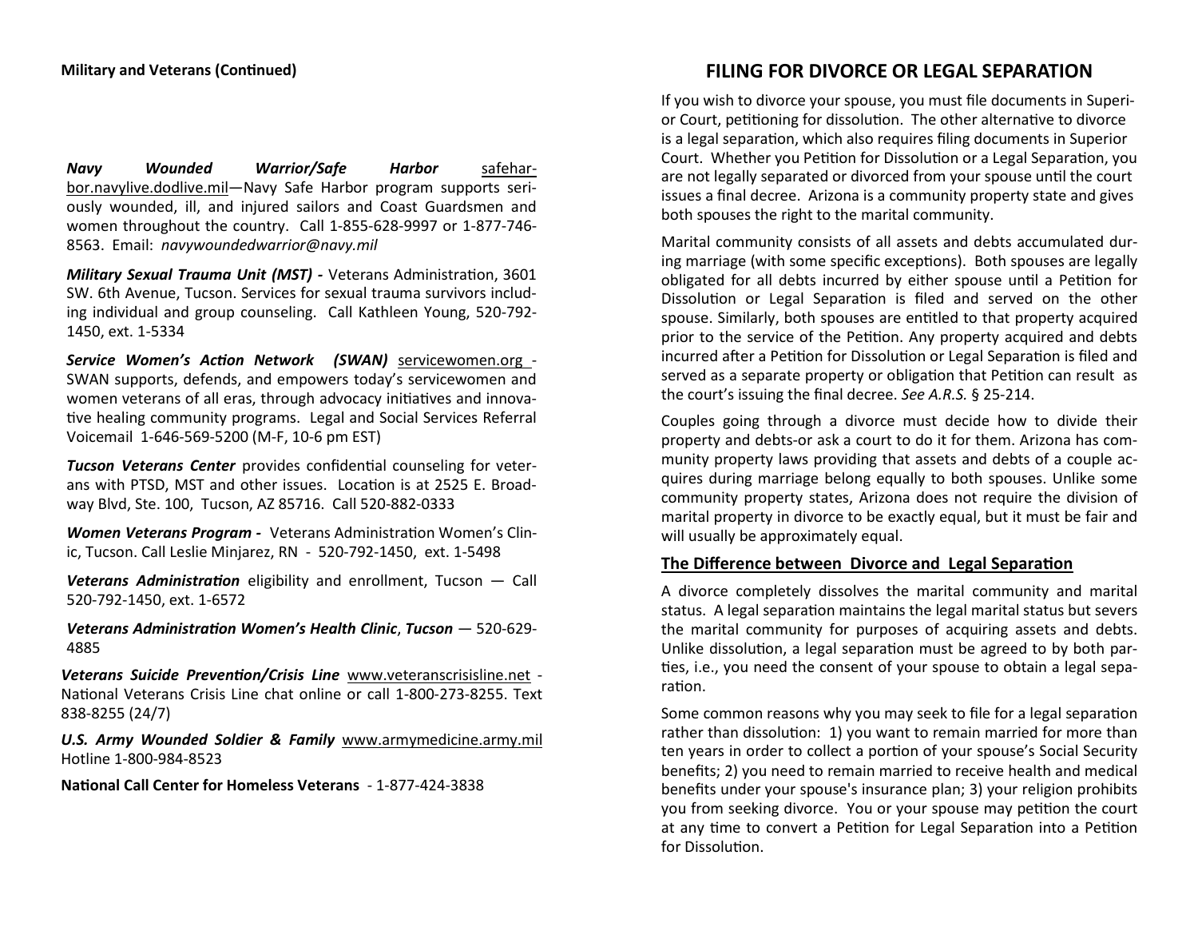**Military and Veterans (Continued)**

***Navy Wounded Warrior/Safe Harbor*** safeharbor.navylive.dodlive.mil—Navy Safe Harbor program supports seriously wounded, ill, and injured sailors and Coast Guardsmen and women throughout the country. Call 1-855-628-9997 or 1-877-746-8563. Email: *navywoundedwarrior@navy.mil*

***Military Sexual Trauma Unit (MST) -*** Veterans Administration, 3601 SW. 6th Avenue, Tucson. Services for sexual trauma survivors including individual and group counseling. Call Kathleen Young, 520-792-1450, ext. 1-5334

***Service Women's Action Network (SWAN)*** servicewomen.org - SWAN supports, defends, and empowers today's servicewomen and women veterans of all eras, through advocacy initiatives and innovative healing community programs. Legal and Social Services Referral Voicemail 1-646-569-5200 (M-F, 10-6 pm EST)

***Tucson Veterans Center*** provides confidential counseling for veterans with PTSD, MST and other issues. Location is at 2525 E. Broadway Blvd, Ste. 100, Tucson, AZ 85716. Call 520-882-0333

***Women Veterans Program -*** Veterans Administration Women's Clinic, Tucson. Call Leslie Minjarez, RN - 520-792-1450, ext. 1-5498

***Veterans Administration*** eligibility and enrollment, Tucson — Call 520-792-1450, ext. 1-6572

***Veterans Administration Women's Health Clinic***, ***Tucson*** — 520-629-4885

***Veterans Suicide Prevention/Crisis Line*** www.veteranscrisisline.net - National Veterans Crisis Line chat online or call 1-800-273-8255. Text 838-8255 (24/7)

***U.S. Army Wounded Soldier & Family*** www.armymedicine.army.mil Hotline 1-800-984-8523

**National Call Center for Homeless Veterans** - 1-877-424-3838

## FILING FOR DIVORCE OR LEGAL SEPARATION

If you wish to divorce your spouse, you must file documents in Superior Court, petitioning for dissolution. The other alternative to divorce is a legal separation, which also requires filing documents in Superior Court. Whether you Petition for Dissolution or a Legal Separation, you are not legally separated or divorced from your spouse until the court issues a final decree. Arizona is a community property state and gives both spouses the right to the marital community.

Marital community consists of all assets and debts accumulated during marriage (with some specific exceptions). Both spouses are legally obligated for all debts incurred by either spouse until a Petition for Dissolution or Legal Separation is filed and served on the other spouse. Similarly, both spouses are entitled to that property acquired prior to the service of the Petition. Any property acquired and debts incurred after a Petition for Dissolution or Legal Separation is filed and served as a separate property or obligation that Petition can result as the court's issuing the final decree. *See A.R.S.* § 25-214.

Couples going through a divorce must decide how to divide their property and debts-or ask a court to do it for them. Arizona has community property laws providing that assets and debts of a couple acquires during marriage belong equally to both spouses. Unlike some community property states, Arizona does not require the division of marital property in divorce to be exactly equal, but it must be fair and will usually be approximately equal.

### The Difference between Divorce and Legal Separation

A divorce completely dissolves the marital community and marital status. A legal separation maintains the legal marital status but severs the marital community for purposes of acquiring assets and debts. Unlike dissolution, a legal separation must be agreed to by both parties, i.e., you need the consent of your spouse to obtain a legal separation.

Some common reasons why you may seek to file for a legal separation rather than dissolution: 1) you want to remain married for more than ten years in order to collect a portion of your spouse's Social Security benefits; 2) you need to remain married to receive health and medical benefits under your spouse's insurance plan; 3) your religion prohibits you from seeking divorce. You or your spouse may petition the court at any time to convert a Petition for Legal Separation into a Petition for Dissolution.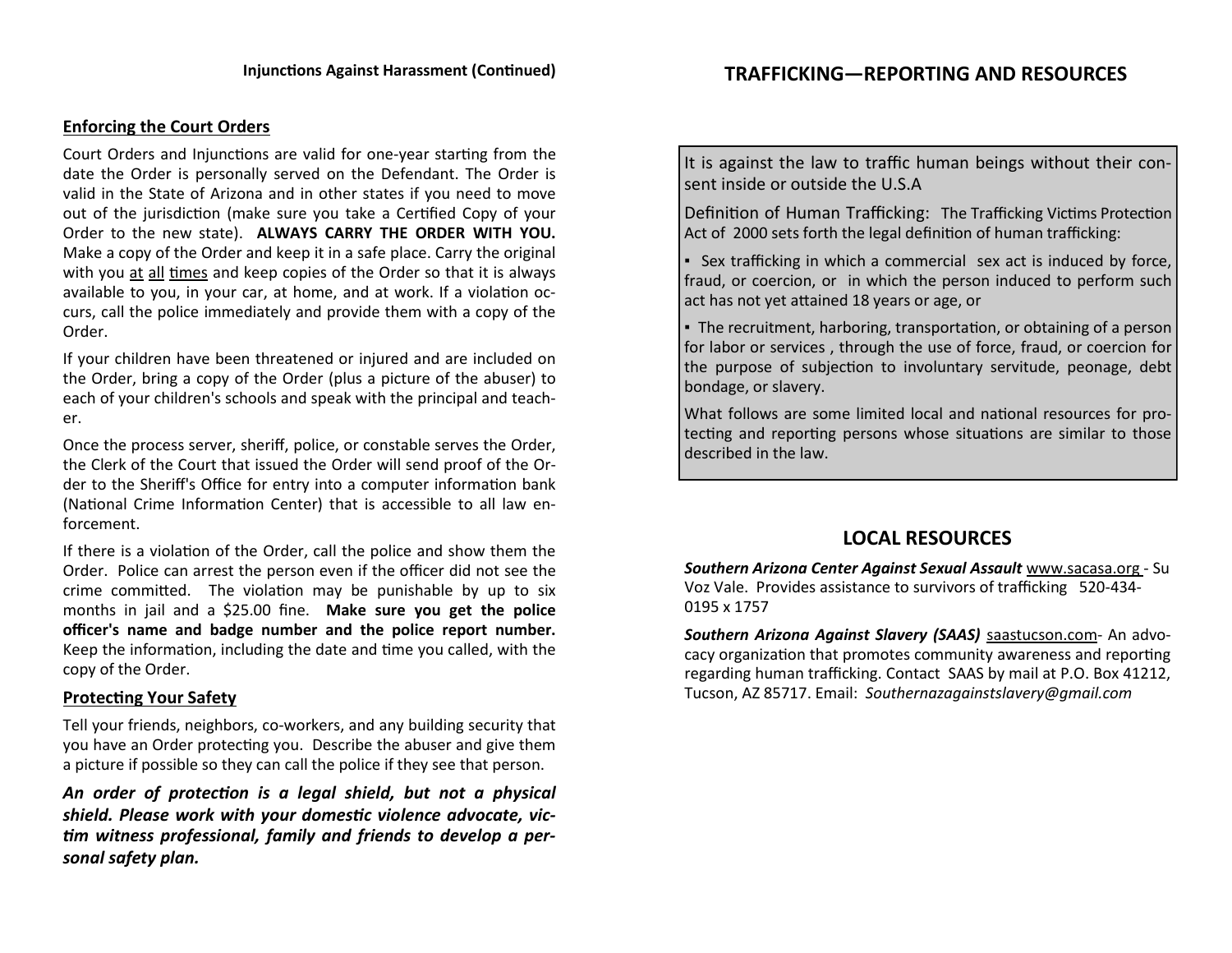**Injunctions Against Harassment (Continued)**

## Enforcing the Court Orders

Court Orders and Injunctions are valid for one-year starting from the date the Order is personally served on the Defendant. The Order is valid in the State of Arizona and in other states if you need to move out of the jurisdiction (make sure you take a Certified Copy of your Order to the new state). **ALWAYS CARRY THE ORDER WITH YOU.** Make a copy of the Order and keep it in a safe place. Carry the original with you at all times and keep copies of the Order so that it is always available to you, in your car, at home, and at work. If a violation occurs, call the police immediately and provide them with a copy of the Order.

If your children have been threatened or injured and are included on the Order, bring a copy of the Order (plus a picture of the abuser) to each of your children's schools and speak with the principal and teacher.

Once the process server, sheriff, police, or constable serves the Order, the Clerk of the Court that issued the Order will send proof of the Order to the Sheriff's Office for entry into a computer information bank (National Crime Information Center) that is accessible to all law enforcement.

If there is a violation of the Order, call the police and show them the Order. Police can arrest the person even if the officer did not see the crime committed. The violation may be punishable by up to six months in jail and a $25.00 fine. **Make sure you get the police officer's name and badge number and the police report number.** Keep the information, including the date and time you called, with the copy of the Order.

## Protecting Your Safety

Tell your friends, neighbors, co-workers, and any building security that you have an Order protecting you. Describe the abuser and give them a picture if possible so they can call the police if they see that person.

***An order of protection is a legal shield, but not a physical shield. Please work with your domestic violence advocate, victim witness professional, family and friends to develop a personal safety plan.***

# TRAFFICKING—REPORTING AND RESOURCES

It is against the law to traffic human beings without their consent inside or outside the U.S.A

Definition of Human Trafficking: The Trafficking Victims Protection Act of 2000 sets forth the legal definition of human trafficking:

- Sex trafficking in which a commercial sex act is induced by force, fraud, or coercion, or in which the person induced to perform such act has not yet attained 18 years or age, or
- The recruitment, harboring, transportation, or obtaining of a person for labor or services , through the use of force, fraud, or coercion for the purpose of subjection to involuntary servitude, peonage, debt bondage, or slavery.

What follows are some limited local and national resources for protecting and reporting persons whose situations are similar to those described in the law.

## LOCAL RESOURCES

***Southern Arizona Center Against Sexual Assault*** www.sacasa.org - Su Voz Vale. Provides assistance to survivors of trafficking 520-434-0195 x 1757

***Southern Arizona Against Slavery (SAAS)*** saastucson.com- An advocacy organization that promotes community awareness and reporting regarding human trafficking. Contact SAAS by mail at P.O. Box 41212, Tucson, AZ 85717. Email: *Southernazagainstslavery@gmail.com*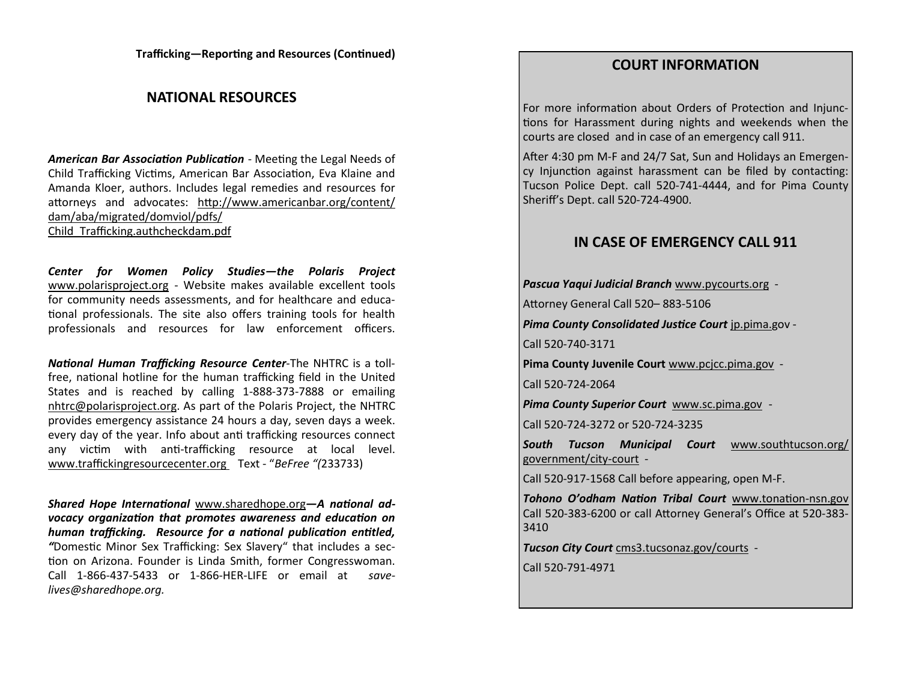**Trafficking—Reporting and Resources (Continued)**

## NATIONAL RESOURCES

***American Bar Association Publication*** - Meeting the Legal Needs of Child Trafficking Victims, American Bar Association, Eva Klaine and Amanda Kloer, authors. Includes legal remedies and resources for attorneys and advocates: http://www.americanbar.org/content/dam/aba/migrated/domviol/pdfs/Child_Trafficking.authcheckdam.pdf

***Center for Women Policy Studies—the Polaris Project*** www.polarisproject.org - Website makes available excellent tools for community needs assessments, and for healthcare and educational professionals. The site also offers training tools for health professionals and resources for law enforcement officers.

***National Human Trafficking Resource Center***-The NHTRC is a toll-free, national hotline for the human trafficking field in the United States and is reached by calling 1-888-373-7888 or emailing nhtrc@polarisproject.org. As part of the Polaris Project, the NHTRC provides emergency assistance 24 hours a day, seven days a week. every day of the year. Info about anti trafficking resources connect any victim with anti-trafficking resource at local level. www.traffickingresourcecenter.org Text - "*BeFree "(*233733)

***Shared Hope International*** www.sharedhope.org***—A national advocacy organization that promotes awareness and education on human trafficking. Resource for a national publication entitled, "***Domestic Minor Sex Trafficking: Sex Slavery" that includes a section on Arizona. Founder is Linda Smith, former Congresswoman. Call 1-866-437-5433 or 1-866-HER-LIFE or email at *savelives@sharedhope.org.*

## COURT INFORMATION

For more information about Orders of Protection and Injunctions for Harassment during nights and weekends when the courts are closed and in case of an emergency call 911.

After 4:30 pm M-F and 24/7 Sat, Sun and Holidays an Emergency Injunction against harassment can be filed by contacting: Tucson Police Dept. call 520-741-4444, and for Pima County Sheriff's Dept. call 520-724-4900.

## IN CASE OF EMERGENCY CALL 911

***Pascua Yaqui Judicial Branch*** www.pycourts.org -

Attorney General Call 520– 883-5106

***Pima County Consolidated Justice Court*** jp.pima.gov -

Call 520-740-3171

**Pima County Juvenile Court** www.pcjcc.pima.gov -

Call 520-724-2064

***Pima County Superior Court*** www.sc.pima.gov -

Call 520-724-3272 or 520-724-3235

***South Tucson Municipal Court*** www.southtucson.org/government/city-court -

Call 520-917-1568 Call before appearing, open M-F.

***Tohono O'odham Nation Tribal Court*** www.tonation-nsn.gov Call 520-383-6200 or call Attorney General's Office at 520-383-3410

***Tucson City Court*** cms3.tucsonaz.gov/courts -

Call 520-791-4971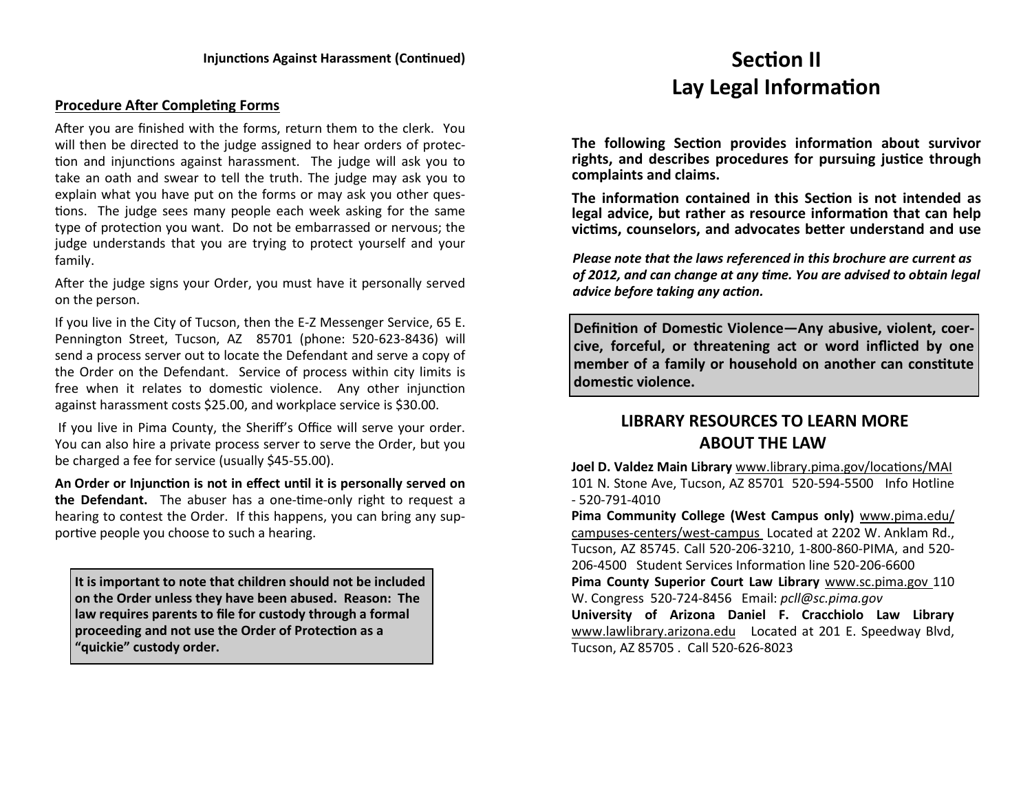**Injunctions Against Harassment (Continued)**

## Procedure After Completing Forms

After you are finished with the forms, return them to the clerk. You will then be directed to the judge assigned to hear orders of protection and injunctions against harassment. The judge will ask you to take an oath and swear to tell the truth. The judge may ask you to explain what you have put on the forms or may ask you other questions. The judge sees many people each week asking for the same type of protection you want. Do not be embarrassed or nervous; the judge understands that you are trying to protect yourself and your family.

After the judge signs your Order, you must have it personally served on the person.

If you live in the City of Tucson, then the E-Z Messenger Service, 65 E. Pennington Street, Tucson, AZ 85701 (phone: 520-623-8436) will send a process server out to locate the Defendant and serve a copy of the Order on the Defendant. Service of process within city limits is free when it relates to domestic violence. Any other injunction against harassment costs $25.00, and workplace service is $30.00.

If you live in Pima County, the Sheriff's Office will serve your order. You can also hire a private process server to serve the Order, but you be charged a fee for service (usually $45-55.00).

**An Order or Injunction is not in effect until it is personally served on the Defendant.** The abuser has a one-time-only right to request a hearing to contest the Order. If this happens, you can bring any supportive people you choose to such a hearing.

**It is important to note that children should not be included on the Order unless they have been abused. Reason: The law requires parents to file for custody through a formal proceeding and not use the Order of Protection as a "quickie" custody order.**

# Section II
# Lay Legal Information

**The following Section provides information about survivor rights, and describes procedures for pursuing justice through complaints and claims.**

**The information contained in this Section is not intended as legal advice, but rather as resource information that can help victims, counselors, and advocates better understand and use**

***Please note that the laws referenced in this brochure are current as of 2012, and can change at any time. You are advised to obtain legal advice before taking any action.***

**Definition of Domestic Violence—Any abusive, violent, coercive, forceful, or threatening act or word inflicted by one member of a family or household on another can constitute domestic violence.**

## LIBRARY RESOURCES TO LEARN MORE ABOUT THE LAW

**Joel D. Valdez Main Library** www.library.pima.gov/locations/MAI 101 N. Stone Ave, Tucson, AZ 85701 520-594-5500 Info Hotline - 520-791-4010

**Pima Community College (West Campus only)** www.pima.edu/campuses-centers/west-campus Located at 2202 W. Anklam Rd., Tucson, AZ 85745. Call 520-206-3210, 1-800-860-PIMA, and 520-206-4500 Student Services Information line 520-206-6600

**Pima County Superior Court Law Library** www.sc.pima.gov 110 W. Congress 520-724-8456 Email: *pcll@sc.pima.gov*

**University of Arizona Daniel F. Cracchiolo Law Library** www.lawlibrary.arizona.edu Located at 201 E. Speedway Blvd, Tucson, AZ 85705 . Call 520-626-8023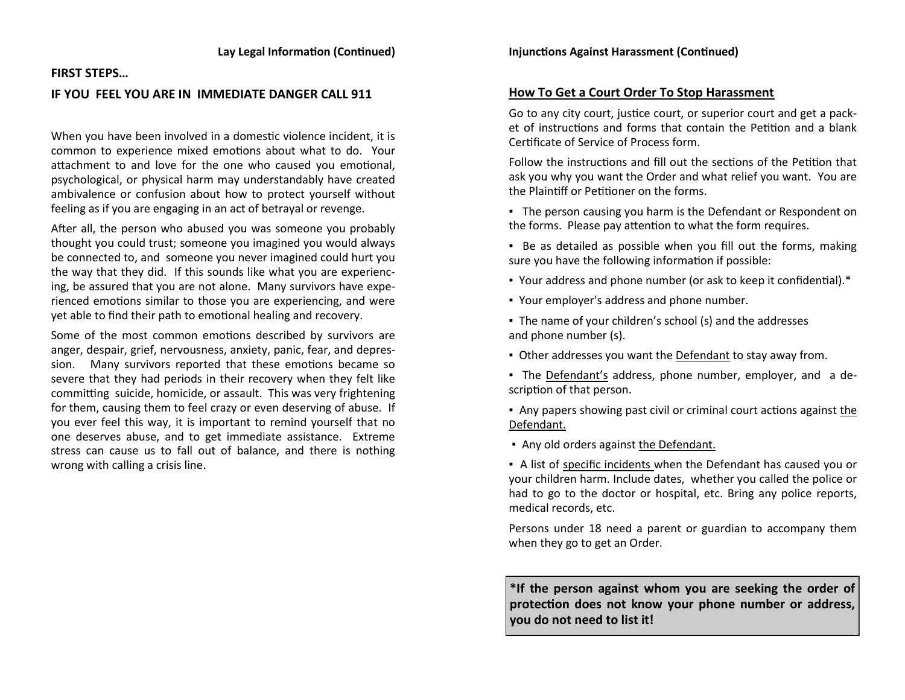**FIRST STEPS…**

**IF YOU FEEL YOU ARE IN IMMEDIATE DANGER CALL 911**

When you have been involved in a domestic violence incident, it is common to experience mixed emotions about what to do. Your attachment to and love for the one who caused you emotional, psychological, or physical harm may understandably have created ambivalence or confusion about how to protect yourself without feeling as if you are engaging in an act of betrayal or revenge.

After all, the person who abused you was someone you probably thought you could trust; someone you imagined you would always be connected to, and someone you never imagined could hurt you the way that they did. If this sounds like what you are experiencing, be assured that you are not alone. Many survivors have experienced emotions similar to those you are experiencing, and were yet able to find their path to emotional healing and recovery.

Some of the most common emotions described by survivors are anger, despair, grief, nervousness, anxiety, panic, fear, and depression. Many survivors reported that these emotions became so severe that they had periods in their recovery when they felt like committing suicide, homicide, or assault. This was very frightening for them, causing them to feel crazy or even deserving of abuse. If you ever feel this way, it is important to remind yourself that no one deserves abuse, and to get immediate assistance. Extreme stress can cause us to fall out of balance, and there is nothing wrong with calling a crisis line.

## How To Get a Court Order To Stop Harassment

Go to any city court, justice court, or superior court and get a packet of instructions and forms that contain the Petition and a blank Certificate of Service of Process form.

Follow the instructions and fill out the sections of the Petition that ask you why you want the Order and what relief you want. You are the Plaintiff or Petitioner on the forms.

- The person causing you harm is the Defendant or Respondent on the forms. Please pay attention to what the form requires.
- Be as detailed as possible when you fill out the forms, making sure you have the following information if possible:
- Your address and phone number (or ask to keep it confidential).*
- Your employer's address and phone number.
- The name of your children's school (s) and the addresses and phone number (s).
- Other addresses you want the Defendant to stay away from.
- The Defendant's address, phone number, employer, and a description of that person.
- Any papers showing past civil or criminal court actions against the Defendant.
- Any old orders against the Defendant.
- A list of specific incidents when the Defendant has caused you or your children harm. Include dates, whether you called the police or had to go to the doctor or hospital, etc. Bring any police reports, medical records, etc.

Persons under 18 need a parent or guardian to accompany them when they go to get an Order.

**\*If the person against whom you are seeking the order of protection does not know your phone number or address, you do not need to list it!**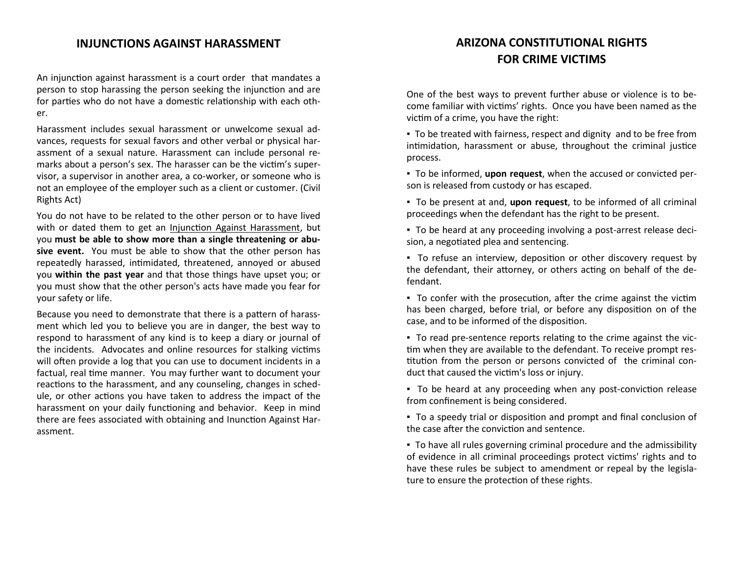## INJUNCTIONS AGAINST HARASSMENT

An injunction against harassment is a court order that mandates a person to stop harassing the person seeking the injunction and are for parties who do not have a domestic relationship with each other.

Harassment includes sexual harassment or unwelcome sexual advances, requests for sexual favors and other verbal or physical harassment of a sexual nature. Harassment can include personal remarks about a person's sex. The harasser can be the victim's supervisor, a supervisor in another area, a co-worker, or someone who is not an employee of the employer such as a client or customer. (Civil Rights Act)

You do not have to be related to the other person or to have lived with or dated them to get an Injunction Against Harassment, but you **must be able to show more than a single threatening or abusive event.** You must be able to show that the other person has repeatedly harassed, intimidated, threatened, annoyed or abused you **within the past year** and that those things have upset you; or you must show that the other person's acts have made you fear for your safety or life.

Because you need to demonstrate that there is a pattern of harassment which led you to believe you are in danger, the best way to respond to harassment of any kind is to keep a diary or journal of the incidents. Advocates and online resources for stalking victims will often provide a log that you can use to document incidents in a factual, real time manner. You may further want to document your reactions to the harassment, and any counseling, changes in schedule, or other actions you have taken to address the impact of the harassment on your daily functioning and behavior. Keep in mind there are fees associated with obtaining and Inunction Against Harassment.

## ARIZONA CONSTITUTIONAL RIGHTS FOR CRIME VICTIMS

One of the best ways to prevent further abuse or violence is to become familiar with victims' rights. Once you have been named as the victim of a crime, you have the right:

- To be treated with fairness, respect and dignity and to be free from intimidation, harassment or abuse, throughout the criminal justice process.
- To be informed, **upon request**, when the accused or convicted person is released from custody or has escaped.
- To be present at and, **upon request**, to be informed of all criminal proceedings when the defendant has the right to be present.
- To be heard at any proceeding involving a post-arrest release decision, a negotiated plea and sentencing.
- To refuse an interview, deposition or other discovery request by the defendant, their attorney, or others acting on behalf of the defendant.
- To confer with the prosecution, after the crime against the victim has been charged, before trial, or before any disposition on of the case, and to be informed of the disposition.
- To read pre-sentence reports relating to the crime against the victim when they are available to the defendant. To receive prompt restitution from the person or persons convicted of the criminal conduct that caused the victim's loss or injury.
- To be heard at any proceeding when any post-conviction release from confinement is being considered.
- To a speedy trial or disposition and prompt and final conclusion of the case after the conviction and sentence.
- To have all rules governing criminal procedure and the admissibility of evidence in all criminal proceedings protect victims' rights and to have these rules be subject to amendment or repeal by the legislature to ensure the protection of these rights.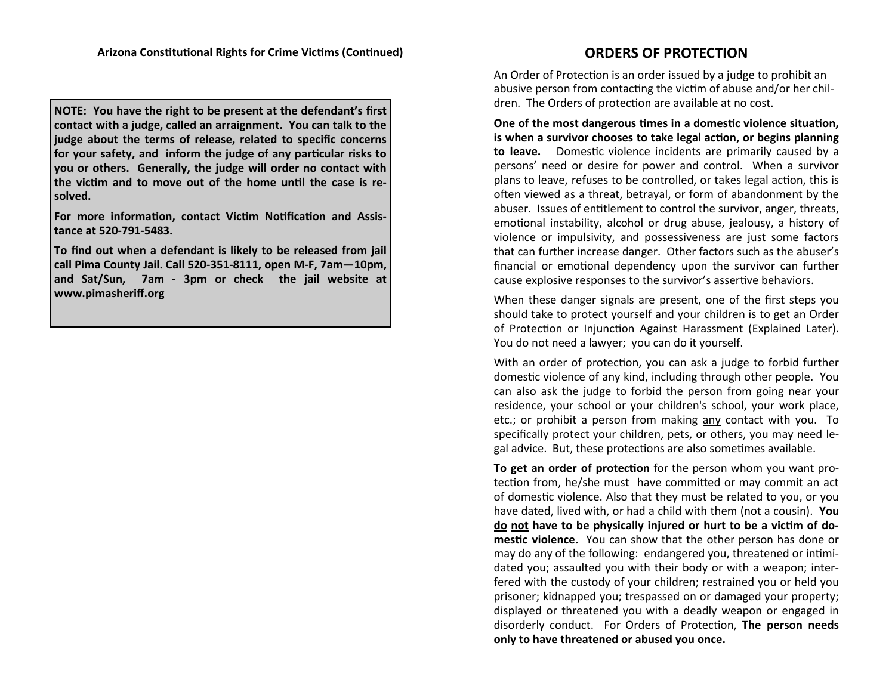**Arizona Constitutional Rights for Crime Victims (Continued)**

**NOTE: You have the right to be present at the defendant's first contact with a judge, called an arraignment. You can talk to the judge about the terms of release, related to specific concerns for your safety, and inform the judge of any particular risks to you or others. Generally, the judge will order no contact with the victim and to move out of the home until the case is resolved.**

**For more information, contact Victim Notification and Assistance at 520-791-5483.**

**To find out when a defendant is likely to be released from jail call Pima County Jail. Call 520-351-8111, open M-F, 7am—10pm, and Sat/Sun, 7am - 3pm or check the jail website at www.pimasheriff.org**

## ORDERS OF PROTECTION

An Order of Protection is an order issued by a judge to prohibit an abusive person from contacting the victim of abuse and/or her children. The Orders of protection are available at no cost.

**One of the most dangerous times in a domestic violence situation, is when a survivor chooses to take legal action, or begins planning to leave.** Domestic violence incidents are primarily caused by a persons' need or desire for power and control. When a survivor plans to leave, refuses to be controlled, or takes legal action, this is often viewed as a threat, betrayal, or form of abandonment by the abuser. Issues of entitlement to control the survivor, anger, threats, emotional instability, alcohol or drug abuse, jealousy, a history of violence or impulsivity, and possessiveness are just some factors that can further increase danger. Other factors such as the abuser's financial or emotional dependency upon the survivor can further cause explosive responses to the survivor's assertive behaviors.

When these danger signals are present, one of the first steps you should take to protect yourself and your children is to get an Order of Protection or Injunction Against Harassment (Explained Later). You do not need a lawyer; you can do it yourself.

With an order of protection, you can ask a judge to forbid further domestic violence of any kind, including through other people. You can also ask the judge to forbid the person from going near your residence, your school or your children's school, your work place, etc.; or prohibit a person from making any contact with you. To specifically protect your children, pets, or others, you may need legal advice. But, these protections are also sometimes available.

**To get an order of protection** for the person whom you want protection from, he/she must have committed or may commit an act of domestic violence. Also that they must be related to you, or you have dated, lived with, or had a child with them (not a cousin). **You do not have to be physically injured or hurt to be a victim of domestic violence.** You can show that the other person has done or may do any of the following: endangered you, threatened or intimidated you; assaulted you with their body or with a weapon; interfered with the custody of your children; restrained you or held you prisoner; kidnapped you; trespassed on or damaged your property; displayed or threatened you with a deadly weapon or engaged in disorderly conduct. For Orders of Protection, **The person needs only to have threatened or abused you once.**